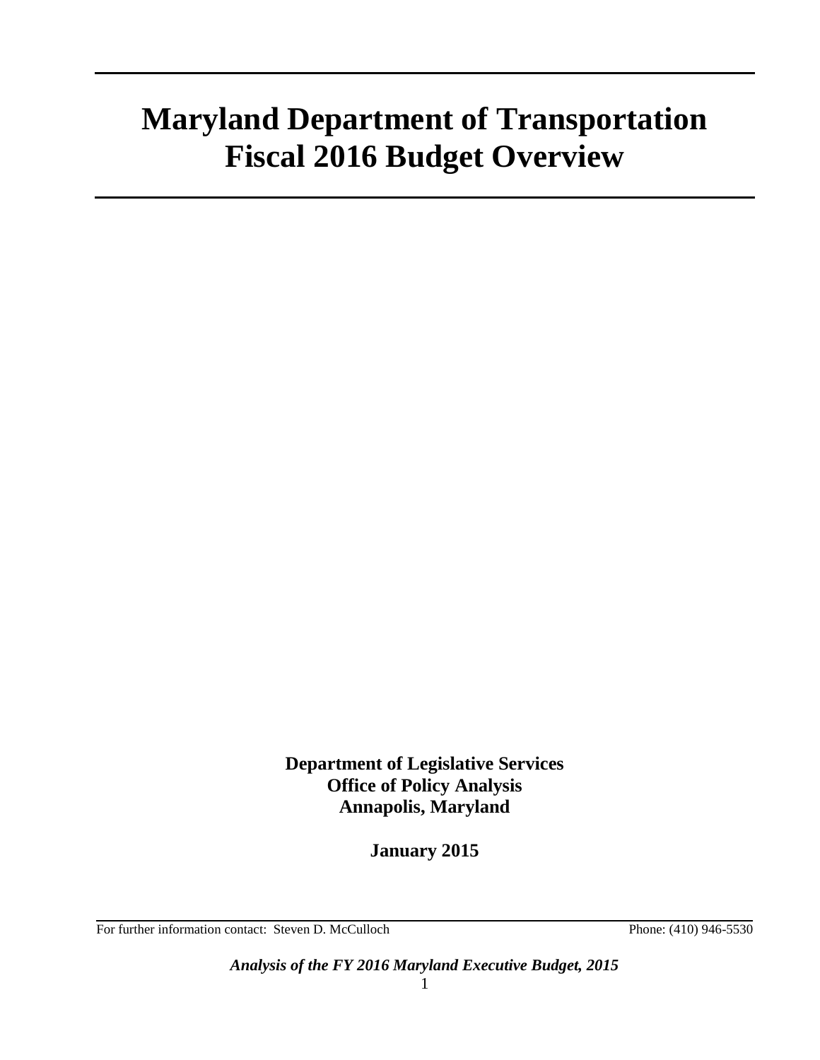# Maryland Department of Transportation Fiscal 2016 Budget Overview

**Department of Legislative Services**
**Office of Policy Analysis**
**Annapolis, Maryland**

**January 2015**

For further information contact: Steven D. McCulloch Phone: (410) 946-5530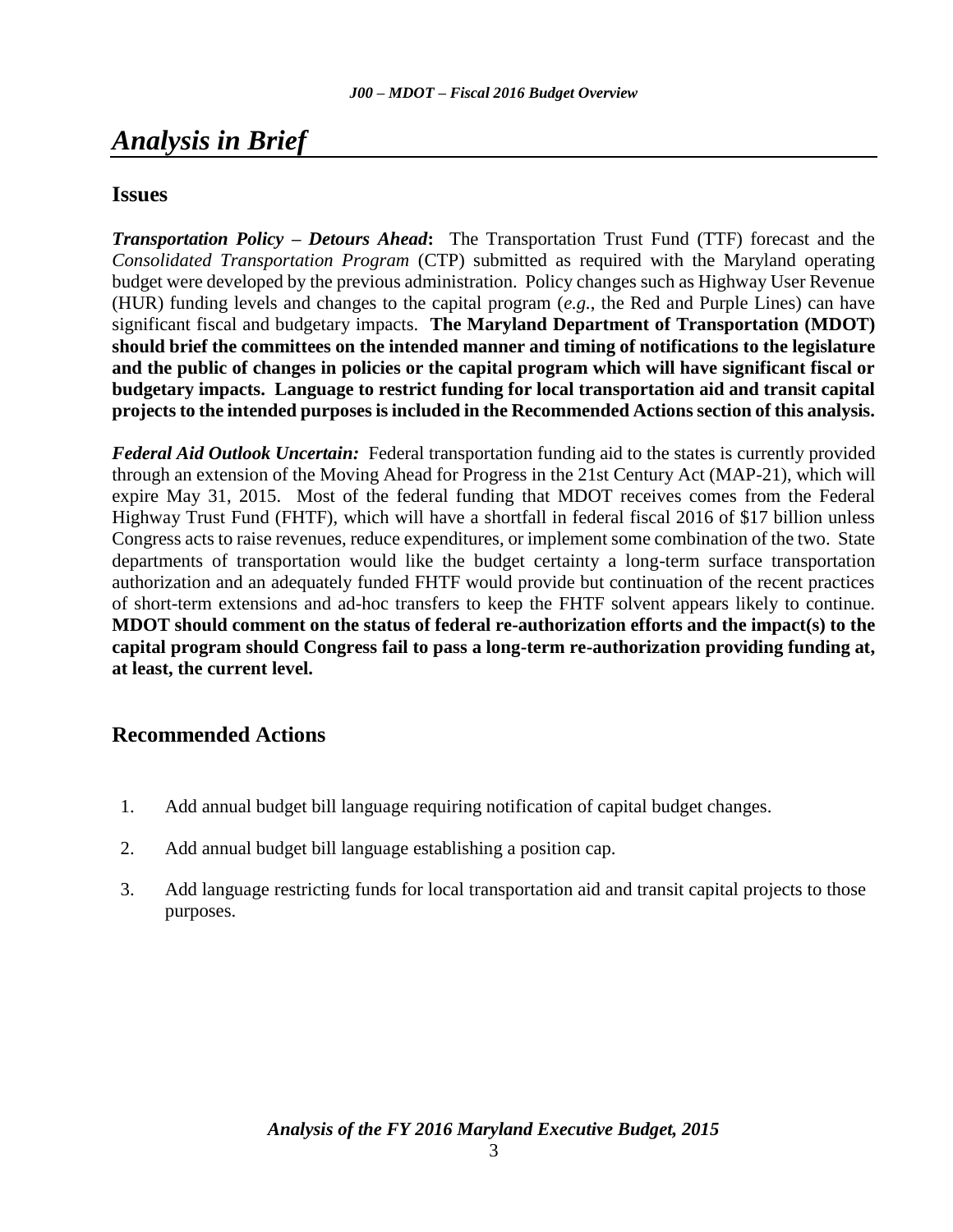# *Analysis in Brief*

## Issues

***Transportation Policy – Detours Ahead*:** The Transportation Trust Fund (TTF) forecast and the *Consolidated Transportation Program* (CTP) submitted as required with the Maryland operating budget were developed by the previous administration. Policy changes such as Highway User Revenue (HUR) funding levels and changes to the capital program (*e.g.*, the Red and Purple Lines) can have significant fiscal and budgetary impacts. **The Maryland Department of Transportation (MDOT) should brief the committees on the intended manner and timing of notifications to the legislature and the public of changes in policies or the capital program which will have significant fiscal or budgetary impacts. Language to restrict funding for local transportation aid and transit capital projects to the intended purposes is included in the Recommended Actions section of this analysis.**

***Federal Aid Outlook Uncertain:*** Federal transportation funding aid to the states is currently provided through an extension of the Moving Ahead for Progress in the 21st Century Act (MAP-21), which will expire May 31, 2015. Most of the federal funding that MDOT receives comes from the Federal Highway Trust Fund (FHTF), which will have a shortfall in federal fiscal 2016 of $17 billion unless Congress acts to raise revenues, reduce expenditures, or implement some combination of the two. State departments of transportation would like the budget certainty a long-term surface transportation authorization and an adequately funded FHTF would provide but continuation of the recent practices of short-term extensions and ad-hoc transfers to keep the FHTF solvent appears likely to continue. **MDOT should comment on the status of federal re-authorization efforts and the impact(s) to the capital program should Congress fail to pass a long-term re-authorization providing funding at, at least, the current level.**

## Recommended Actions

1. Add annual budget bill language requiring notification of capital budget changes.
2. Add annual budget bill language establishing a position cap.
3. Add language restricting funds for local transportation aid and transit capital projects to those purposes.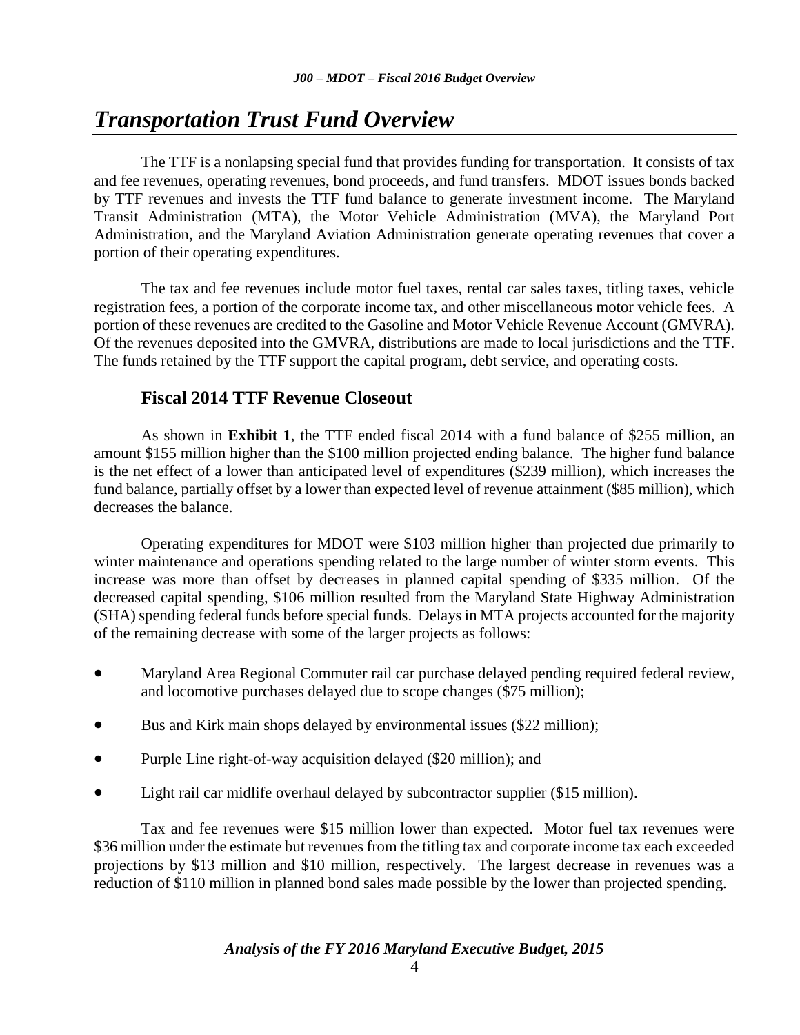# Transportation Trust Fund Overview

The TTF is a nonlapsing special fund that provides funding for transportation. It consists of tax and fee revenues, operating revenues, bond proceeds, and fund transfers. MDOT issues bonds backed by TTF revenues and invests the TTF fund balance to generate investment income. The Maryland Transit Administration (MTA), the Motor Vehicle Administration (MVA), the Maryland Port Administration, and the Maryland Aviation Administration generate operating revenues that cover a portion of their operating expenditures.

The tax and fee revenues include motor fuel taxes, rental car sales taxes, titling taxes, vehicle registration fees, a portion of the corporate income tax, and other miscellaneous motor vehicle fees. A portion of these revenues are credited to the Gasoline and Motor Vehicle Revenue Account (GMVRA). Of the revenues deposited into the GMVRA, distributions are made to local jurisdictions and the TTF. The funds retained by the TTF support the capital program, debt service, and operating costs.

## Fiscal 2014 TTF Revenue Closeout

As shown in **Exhibit 1**, the TTF ended fiscal 2014 with a fund balance of $255 million, an amount $155 million higher than the $100 million projected ending balance. The higher fund balance is the net effect of a lower than anticipated level of expenditures ($239 million), which increases the fund balance, partially offset by a lower than expected level of revenue attainment ($85 million), which decreases the balance.

Operating expenditures for MDOT were $103 million higher than projected due primarily to winter maintenance and operations spending related to the large number of winter storm events. This increase was more than offset by decreases in planned capital spending of $335 million. Of the decreased capital spending, $106 million resulted from the Maryland State Highway Administration (SHA) spending federal funds before special funds. Delays in MTA projects accounted for the majority of the remaining decrease with some of the larger projects as follows:

- Maryland Area Regional Commuter rail car purchase delayed pending required federal review, and locomotive purchases delayed due to scope changes ($75 million);
- Bus and Kirk main shops delayed by environmental issues ($22 million);
- Purple Line right-of-way acquisition delayed ($20 million); and
- Light rail car midlife overhaul delayed by subcontractor supplier ($15 million).

Tax and fee revenues were $15 million lower than expected. Motor fuel tax revenues were $36 million under the estimate but revenues from the titling tax and corporate income tax each exceeded projections by $13 million and $10 million, respectively. The largest decrease in revenues was a reduction of $110 million in planned bond sales made possible by the lower than projected spending.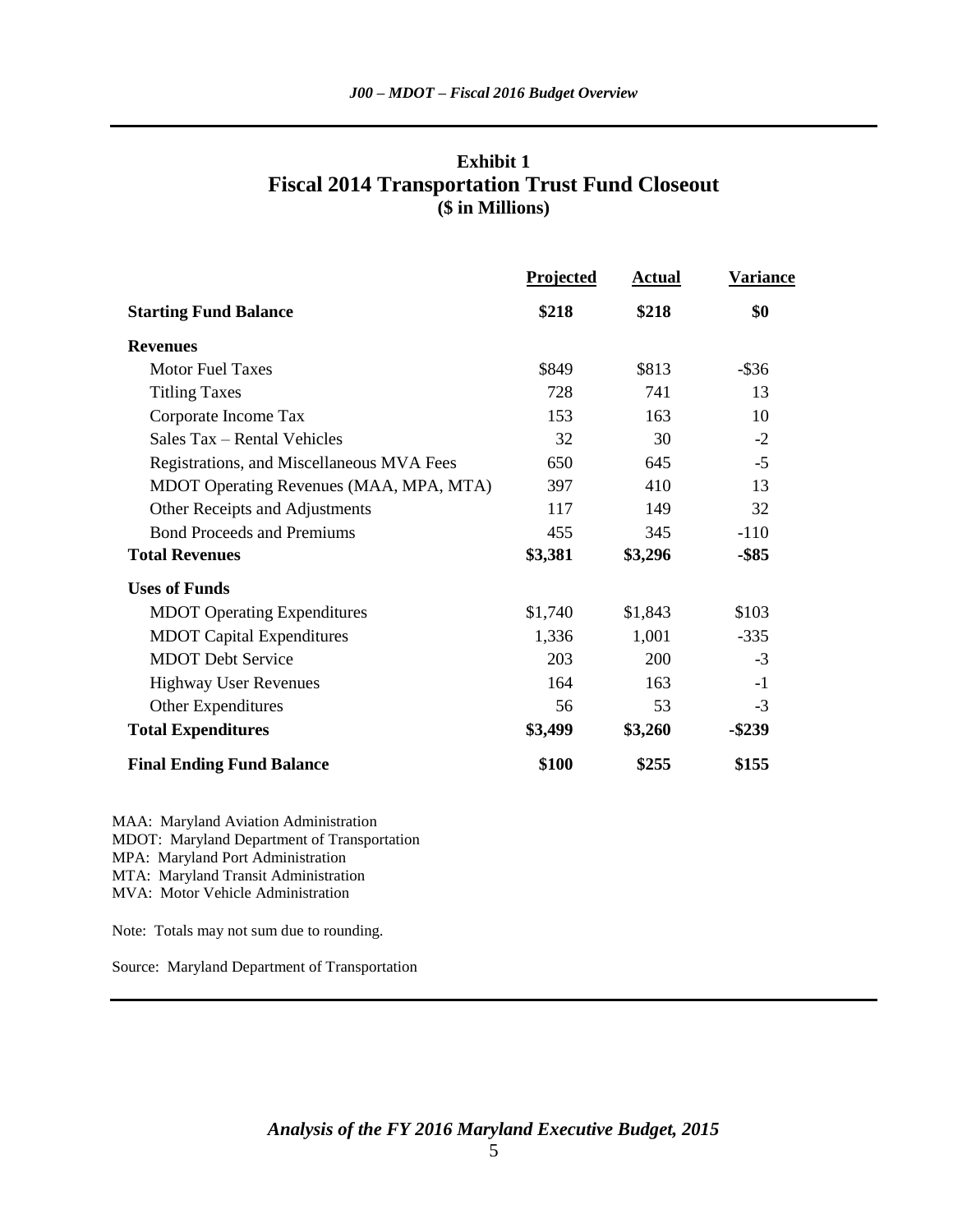## Exhibit 1
## Fiscal 2014 Transportation Trust Fund Closeout
**($ in Millions)**

| | Projected | Actual | Variance |
|---|---|---|---|
| **Starting Fund Balance** | **$218** | **$218** | **$0** |
| **Revenues** | | | |
| Motor Fuel Taxes | $849 | $813 | -$36 |
| Titling Taxes | 728 | 741 | 13 |
| Corporate Income Tax | 153 | 163 | 10 |
| Sales Tax – Rental Vehicles | 32 | 30 | -2 |
| Registrations, and Miscellaneous MVA Fees | 650 | 645 | -5 |
| MDOT Operating Revenues (MAA, MPA, MTA) | 397 | 410 | 13 |
| Other Receipts and Adjustments | 117 | 149 | 32 |
| Bond Proceeds and Premiums | 455 | 345 | -110 |
| **Total Revenues** | **$3,381** | **$3,296** | **-$85** |
| **Uses of Funds** | | | |
| MDOT Operating Expenditures | $1,740 | $1,843 | $103 |
| MDOT Capital Expenditures | 1,336 | 1,001 | -335 |
| MDOT Debt Service | 203 | 200 | -3 |
| Highway User Revenues | 164 | 163 | -1 |
| Other Expenditures | 56 | 53 | -3 |
| **Total Expenditures** | **$3,499** | **$3,260** | **-$239** |
| **Final Ending Fund Balance** | **$100** | **$255** | **$155** |

MAA: Maryland Aviation Administration
MDOT: Maryland Department of Transportation
MPA: Maryland Port Administration
MTA: Maryland Transit Administration
MVA: Motor Vehicle Administration

Note: Totals may not sum due to rounding.

Source: Maryland Department of Transportation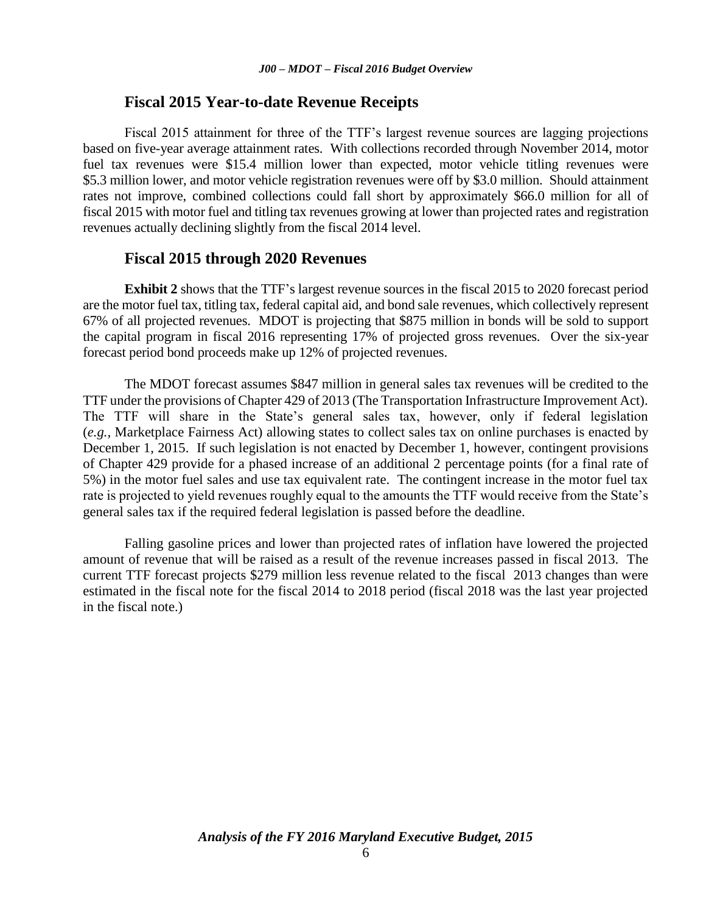## Fiscal 2015 Year-to-date Revenue Receipts

Fiscal 2015 attainment for three of the TTF's largest revenue sources are lagging projections based on five-year average attainment rates. With collections recorded through November 2014, motor fuel tax revenues were $15.4 million lower than expected, motor vehicle titling revenues were $5.3 million lower, and motor vehicle registration revenues were off by $3.0 million. Should attainment rates not improve, combined collections could fall short by approximately $66.0 million for all of fiscal 2015 with motor fuel and titling tax revenues growing at lower than projected rates and registration revenues actually declining slightly from the fiscal 2014 level.

## Fiscal 2015 through 2020 Revenues

**Exhibit 2** shows that the TTF's largest revenue sources in the fiscal 2015 to 2020 forecast period are the motor fuel tax, titling tax, federal capital aid, and bond sale revenues, which collectively represent 67% of all projected revenues. MDOT is projecting that $875 million in bonds will be sold to support the capital program in fiscal 2016 representing 17% of projected gross revenues. Over the six-year forecast period bond proceeds make up 12% of projected revenues.

The MDOT forecast assumes $847 million in general sales tax revenues will be credited to the TTF under the provisions of Chapter 429 of 2013 (The Transportation Infrastructure Improvement Act). The TTF will share in the State's general sales tax, however, only if federal legislation (*e.g.,* Marketplace Fairness Act) allowing states to collect sales tax on online purchases is enacted by December 1, 2015. If such legislation is not enacted by December 1, however, contingent provisions of Chapter 429 provide for a phased increase of an additional 2 percentage points (for a final rate of 5%) in the motor fuel sales and use tax equivalent rate. The contingent increase in the motor fuel tax rate is projected to yield revenues roughly equal to the amounts the TTF would receive from the State's general sales tax if the required federal legislation is passed before the deadline.

Falling gasoline prices and lower than projected rates of inflation have lowered the projected amount of revenue that will be raised as a result of the revenue increases passed in fiscal 2013. The current TTF forecast projects $279 million less revenue related to the fiscal 2013 changes than were estimated in the fiscal note for the fiscal 2014 to 2018 period (fiscal 2018 was the last year projected in the fiscal note.)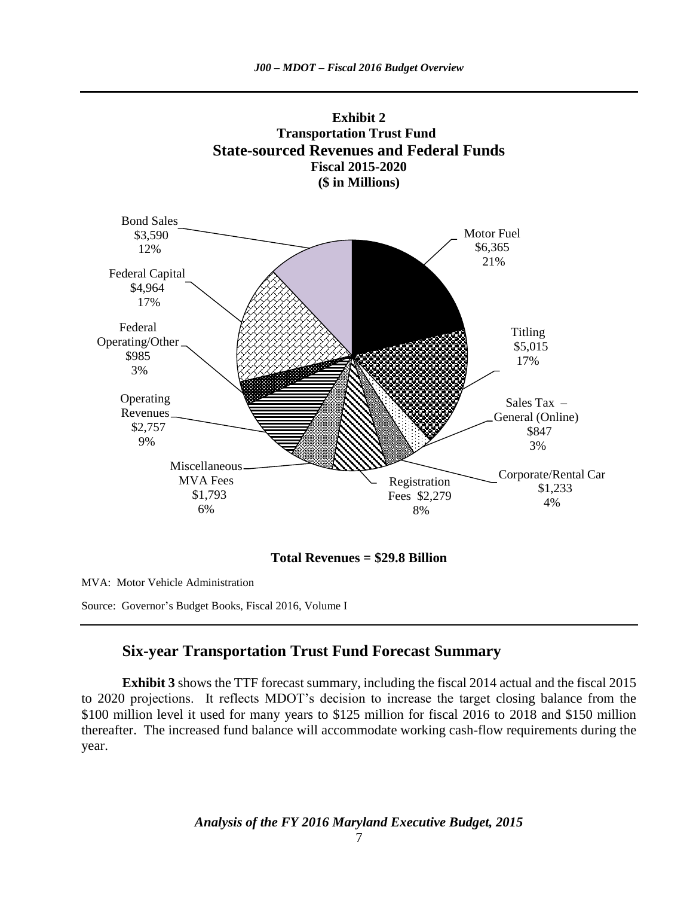**Exhibit 2**
**Transportation Trust Fund**
**State-sourced Revenues and Federal Funds**
**Fiscal 2015-2020**
**($ in Millions)**

| Revenue Source | Amount ($ in Millions) | Percent |
|---|---|---|
| Motor Fuel | $6,365 | 21% |
| Titling | $5,015 | 17% |
| Sales Tax – General (Online) | $847 | 3% |
| Corporate/Rental Car | $1,233 | 4% |
| Registration Fees | $2,279 | 8% |
| Miscellaneous MVA Fees | $1,793 | 6% |
| Operating Revenues | $2,757 | 9% |
| Federal Operating/Other | $985 | 3% |
| Federal Capital | $4,964 | 17% |
| Bond Sales | $3,590 | 12% |

**Total Revenues = $29.8 Billion**

MVA: Motor Vehicle Administration

Source: Governor's Budget Books, Fiscal 2016, Volume I

## Six-year Transportation Trust Fund Forecast Summary

**Exhibit 3** shows the TTF forecast summary, including the fiscal 2014 actual and the fiscal 2015 to 2020 projections. It reflects MDOT's decision to increase the target closing balance from the $100 million level it used for many years to $125 million for fiscal 2016 to 2018 and $150 million thereafter. The increased fund balance will accommodate working cash-flow requirements during the year.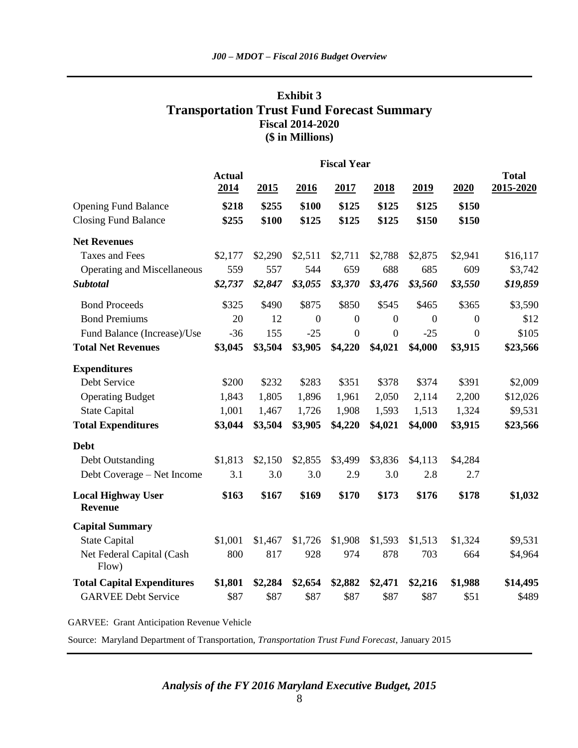### Exhibit 3
## Transportation Trust Fund Forecast Summary
### Fiscal 2014-2020
### ($ in Millions)

| | Fiscal Year | | | | | | | |
|---|---|---|---|---|---|---|---|---|
| | Actual 2014 | 2015 | 2016 | 2017 | 2018 | 2019 | 2020 | Total 2015-2020 |
| Opening Fund Balance | **$218** | **$255** | **$100** | **$125** | **$125** | **$125** | **$150** | |
| Closing Fund Balance | **$255** | **$100** | **$125** | **$125** | **$125** | **$150** | **$150** | |
| **Net Revenues** | | | | | | | | |
| Taxes and Fees | $2,177 | $2,290 | $2,511 | $2,711 | $2,788 | $2,875 | $2,941 | $16,117 |
| Operating and Miscellaneous | 559 | 557 | 544 | 659 | 688 | 685 | 609 | $3,742 |
| ***Subtotal*** | ***$2,737*** | ***$2,847*** | ***$3,055*** | ***$3,370*** | ***$3,476*** | ***$3,560*** | ***$3,550*** | ***$19,859*** |
| Bond Proceeds | $325 | $490 | $875 | $850 | $545 | $465 | $365 | $3,590 |
| Bond Premiums | 20 | 12 | 0 | 0 | 0 | 0 | 0 | $12 |
| Fund Balance (Increase)/Use | -36 | 155 | -25 | 0 | 0 | -25 | 0 | $105 |
| **Total Net Revenues** | **$3,045** | **$3,504** | **$3,905** | **$4,220** | **$4,021** | **$4,000** | **$3,915** | **$23,566** |
| **Expenditures** | | | | | | | | |
| Debt Service | $200 | $232 | $283 | $351 | $378 | $374 | $391 | $2,009 |
| Operating Budget | 1,843 | 1,805 | 1,896 | 1,961 | 2,050 | 2,114 | 2,200 | $12,026 |
| State Capital | 1,001 | 1,467 | 1,726 | 1,908 | 1,593 | 1,513 | 1,324 | $9,531 |
| **Total Expenditures** | **$3,044** | **$3,504** | **$3,905** | **$4,220** | **$4,021** | **$4,000** | **$3,915** | **$23,566** |
| **Debt** | | | | | | | | |
| Debt Outstanding | $1,813 | $2,150 | $2,855 | $3,499 | $3,836 | $4,113 | $4,284 | |
| Debt Coverage – Net Income | 3.1 | 3.0 | 3.0 | 2.9 | 3.0 | 2.8 | 2.7 | |
| **Local Highway User Revenue** | **$163** | **$167** | **$169** | **$170** | **$173** | **$176** | **$178** | **$1,032** |
| **Capital Summary** | | | | | | | | |
| State Capital | $1,001 | $1,467 | $1,726 | $1,908 | $1,593 | $1,513 | $1,324 | $9,531 |
| Net Federal Capital (Cash Flow) | 800 | 817 | 928 | 974 | 878 | 703 | 664 | $4,964 |
| **Total Capital Expenditures** | **$1,801** | **$2,284** | **$2,654** | **$2,882** | **$2,471** | **$2,216** | **$1,988** | **$14,495** |
| GARVEE Debt Service | $87 | $87 | $87 | $87 | $87 | $87 | $51 | $489 |

GARVEE: Grant Anticipation Revenue Vehicle

Source: Maryland Department of Transportation, *Transportation Trust Fund Forecast*, January 2015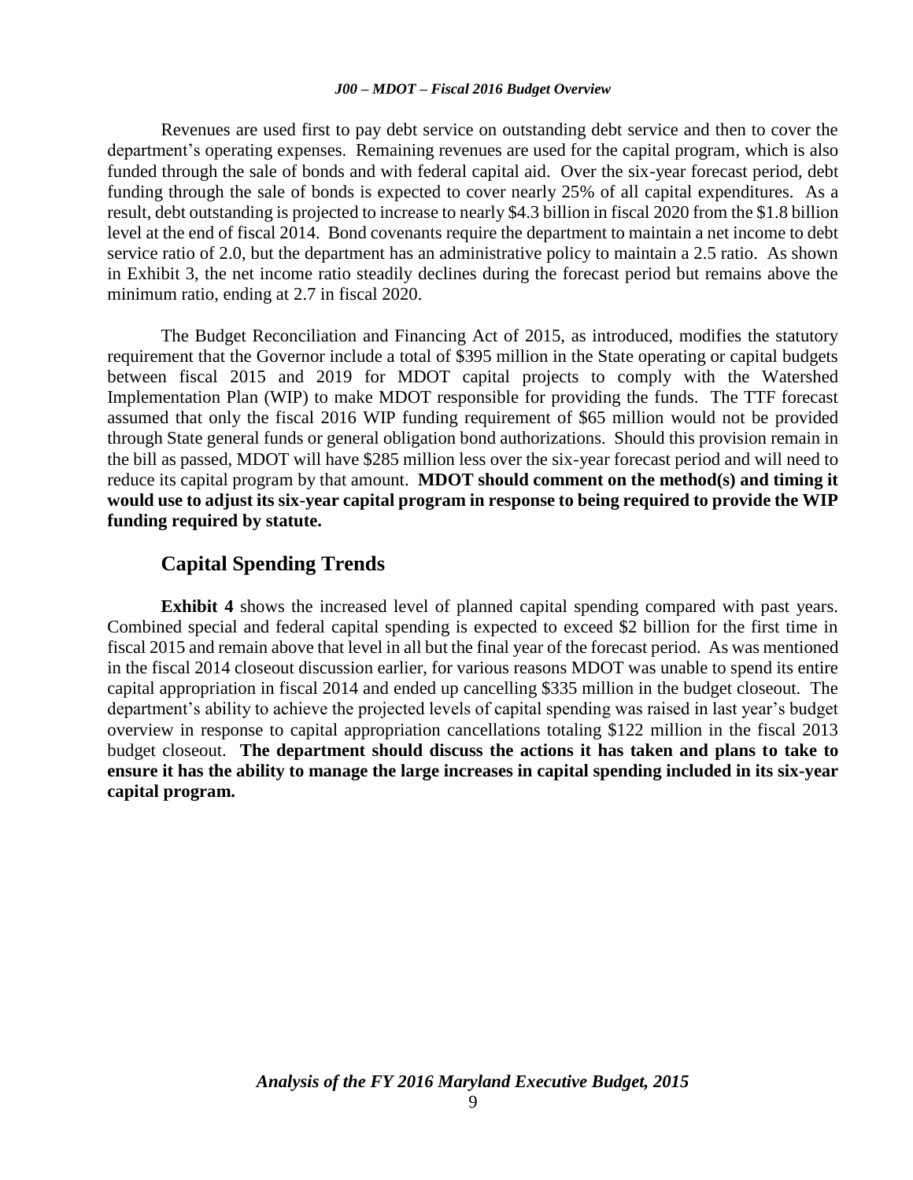Revenues are used first to pay debt service on outstanding debt service and then to cover the department's operating expenses. Remaining revenues are used for the capital program, which is also funded through the sale of bonds and with federal capital aid. Over the six-year forecast period, debt funding through the sale of bonds is expected to cover nearly 25% of all capital expenditures. As a result, debt outstanding is projected to increase to nearly $4.3 billion in fiscal 2020 from the $1.8 billion level at the end of fiscal 2014. Bond covenants require the department to maintain a net income to debt service ratio of 2.0, but the department has an administrative policy to maintain a 2.5 ratio. As shown in Exhibit 3, the net income ratio steadily declines during the forecast period but remains above the minimum ratio, ending at 2.7 in fiscal 2020.

The Budget Reconciliation and Financing Act of 2015, as introduced, modifies the statutory requirement that the Governor include a total of $395 million in the State operating or capital budgets between fiscal 2015 and 2019 for MDOT capital projects to comply with the Watershed Implementation Plan (WIP) to make MDOT responsible for providing the funds. The TTF forecast assumed that only the fiscal 2016 WIP funding requirement of $65 million would not be provided through State general funds or general obligation bond authorizations. Should this provision remain in the bill as passed, MDOT will have $285 million less over the six-year forecast period and will need to reduce its capital program by that amount. **MDOT should comment on the method(s) and timing it would use to adjust its six-year capital program in response to being required to provide the WIP funding required by statute.**

## Capital Spending Trends

**Exhibit 4** shows the increased level of planned capital spending compared with past years. Combined special and federal capital spending is expected to exceed $2 billion for the first time in fiscal 2015 and remain above that level in all but the final year of the forecast period. As was mentioned in the fiscal 2014 closeout discussion earlier, for various reasons MDOT was unable to spend its entire capital appropriation in fiscal 2014 and ended up cancelling $335 million in the budget closeout. The department's ability to achieve the projected levels of capital spending was raised in last year's budget overview in response to capital appropriation cancellations totaling $122 million in the fiscal 2013 budget closeout. **The department should discuss the actions it has taken and plans to take to ensure it has the ability to manage the large increases in capital spending included in its six-year capital program.**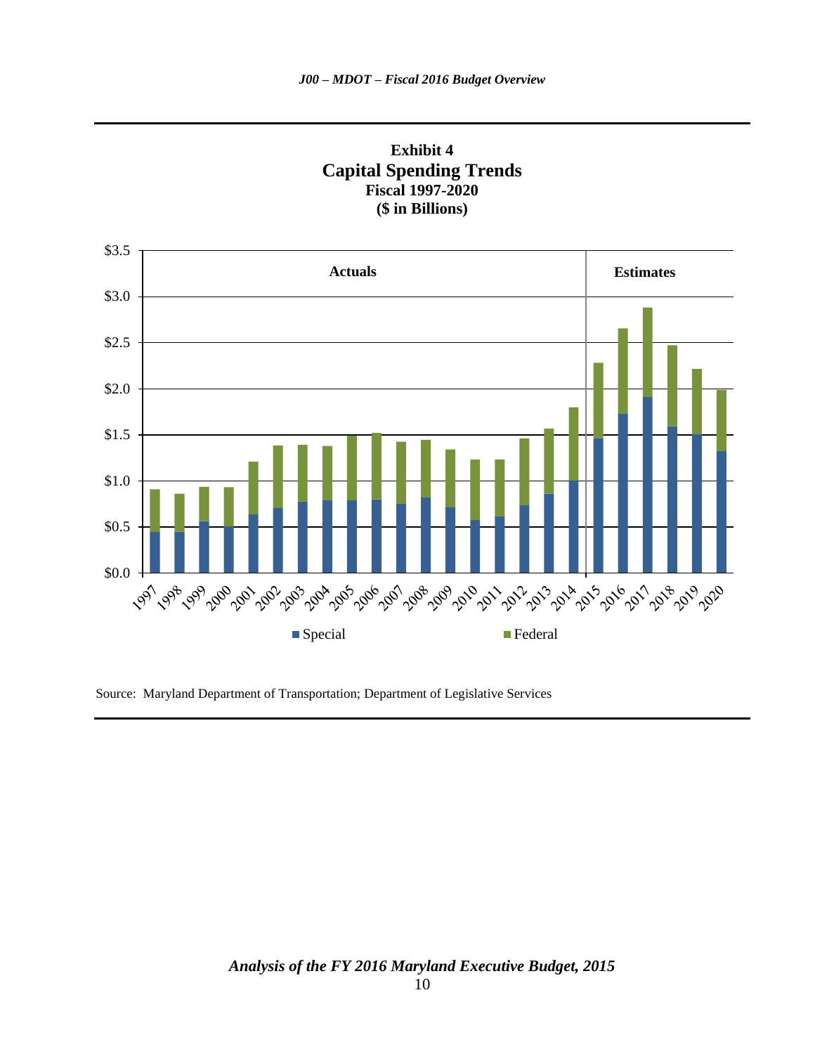**Exhibit 4**
**Capital Spending Trends**
**Fiscal 1997-2020**
**($ in Billions)**

Source: Maryland Department of Transportation; Department of Legislative Services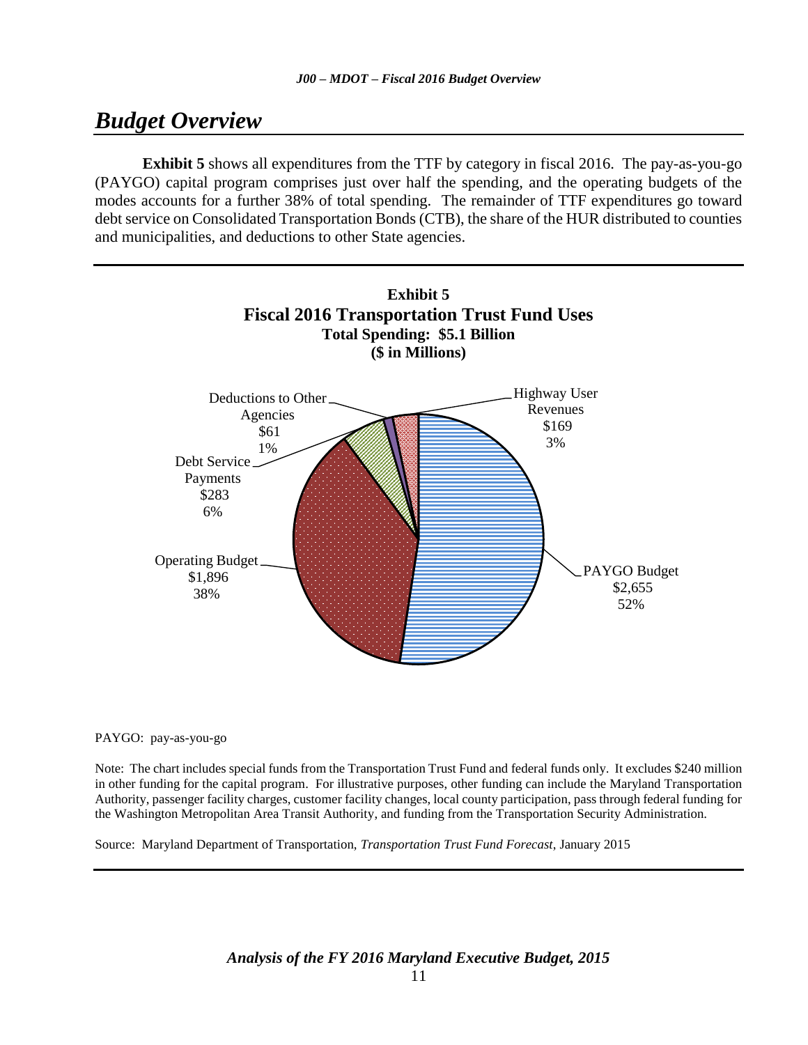## *Budget Overview*

**Exhibit 5** shows all expenditures from the TTF by category in fiscal 2016. The pay-as-you-go (PAYGO) capital program comprises just over half the spending, and the operating budgets of the modes accounts for a further 38% of total spending. The remainder of TTF expenditures go toward debt service on Consolidated Transportation Bonds (CTB), the share of the HUR distributed to counties and municipalities, and deductions to other State agencies.

**Exhibit 5**
**Fiscal 2016 Transportation Trust Fund Uses**
**Total Spending: $5.1 Billion**
**($ in Millions)**

| Category | Amount | Percent |
| --- | --- | --- |
| PAYGO Budget | $2,655 | 52% |
| Operating Budget | $1,896 | 38% |
| Debt Service Payments | $283 | 6% |
| Deductions to Other Agencies | $61 | 1% |
| Highway User Revenues | $169 | 3% |

PAYGO: pay-as-you-go

Note: The chart includes special funds from the Transportation Trust Fund and federal funds only. It excludes $240 million in other funding for the capital program. For illustrative purposes, other funding can include the Maryland Transportation Authority, passenger facility charges, customer facility changes, local county participation, pass through federal funding for the Washington Metropolitan Area Transit Authority, and funding from the Transportation Security Administration.

Source: Maryland Department of Transportation, *Transportation Trust Fund Forecast*, January 2015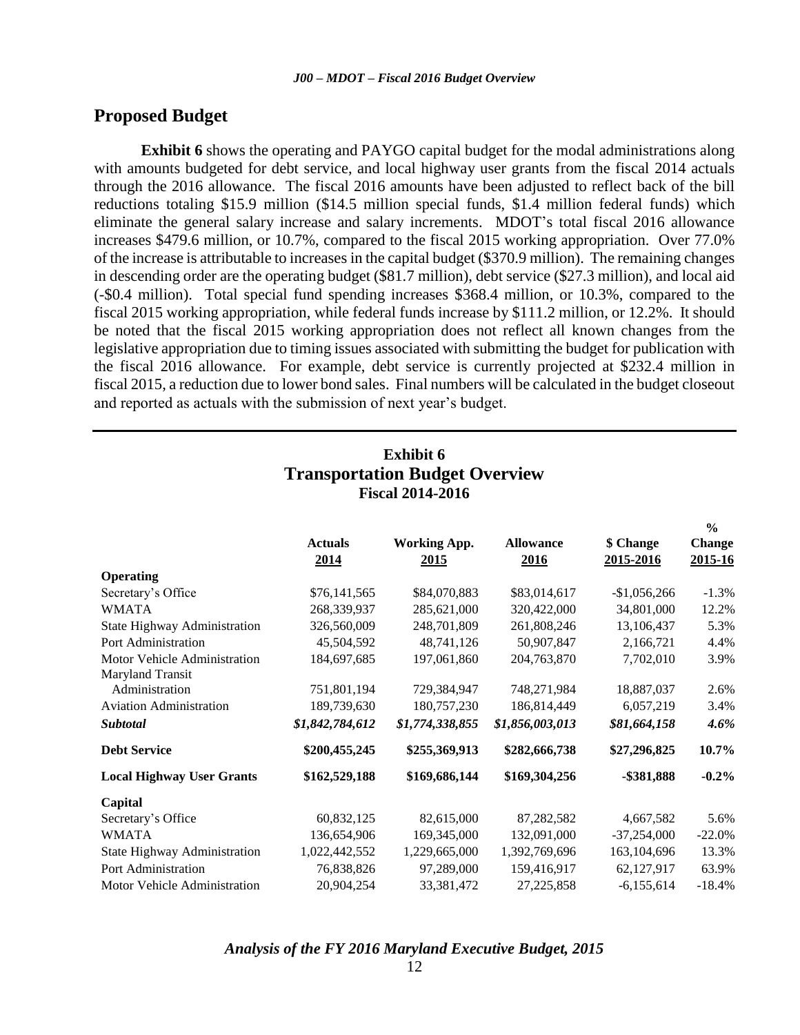## Proposed Budget

**Exhibit 6** shows the operating and PAYGO capital budget for the modal administrations along with amounts budgeted for debt service, and local highway user grants from the fiscal 2014 actuals through the 2016 allowance. The fiscal 2016 amounts have been adjusted to reflect back of the bill reductions totaling $15.9 million ($14.5 million special funds, $1.4 million federal funds) which eliminate the general salary increase and salary increments. MDOT's total fiscal 2016 allowance increases $479.6 million, or 10.7%, compared to the fiscal 2015 working appropriation. Over 77.0% of the increase is attributable to increases in the capital budget ($370.9 million). The remaining changes in descending order are the operating budget ($81.7 million), debt service ($27.3 million), and local aid (-$0.4 million). Total special fund spending increases $368.4 million, or 10.3%, compared to the fiscal 2015 working appropriation, while federal funds increase by $111.2 million, or 12.2%. It should be noted that the fiscal 2015 working appropriation does not reflect all known changes from the legislative appropriation due to timing issues associated with submitting the budget for publication with the fiscal 2016 allowance. For example, debt service is currently projected at $232.4 million in fiscal 2015, a reduction due to lower bond sales. Final numbers will be calculated in the budget closeout and reported as actuals with the submission of next year's budget.

### Exhibit 6
### Transportation Budget Overview
**Fiscal 2014-2016**

| | Actuals 2014 | Working App. 2015 | Allowance 2016 | $ Change 2015-2016 | % Change 2015-16 |
|---|---|---|---|---|---|
| **Operating** | | | | | |
| Secretary's Office | $76,141,565 | $84,070,883 | $83,014,617 | -$1,056,266 | -1.3% |
| WMATA | 268,339,937 | 285,621,000 | 320,422,000 | 34,801,000 | 12.2% |
| State Highway Administration | 326,560,009 | 248,701,809 | 261,808,246 | 13,106,437 | 5.3% |
| Port Administration | 45,504,592 | 48,741,126 | 50,907,847 | 2,166,721 | 4.4% |
| Motor Vehicle Administration | 184,697,685 | 197,061,860 | 204,763,870 | 7,702,010 | 3.9% |
| Maryland Transit Administration | 751,801,194 | 729,384,947 | 748,271,984 | 18,887,037 | 2.6% |
| Aviation Administration | 189,739,630 | 180,757,230 | 186,814,449 | 6,057,219 | 3.4% |
| ***Subtotal*** | ***$1,842,784,612*** | ***$1,774,338,855*** | ***$1,856,003,013*** | ***$81,664,158*** | ***4.6%*** |
| **Debt Service** | **$200,455,245** | **$255,369,913** | **$282,666,738** | **$27,296,825** | **10.7%** |
| **Local Highway User Grants** | **$162,529,188** | **$169,686,144** | **$169,304,256** | **-$381,888** | **-0.2%** |
| **Capital** | | | | | |
| Secretary's Office | 60,832,125 | 82,615,000 | 87,282,582 | 4,667,582 | 5.6% |
| WMATA | 136,654,906 | 169,345,000 | 132,091,000 | -37,254,000 | -22.0% |
| State Highway Administration | 1,022,442,552 | 1,229,665,000 | 1,392,769,696 | 163,104,696 | 13.3% |
| Port Administration | 76,838,826 | 97,289,000 | 159,416,917 | 62,127,917 | 63.9% |
| Motor Vehicle Administration | 20,904,254 | 33,381,472 | 27,225,858 | -6,155,614 | -18.4% |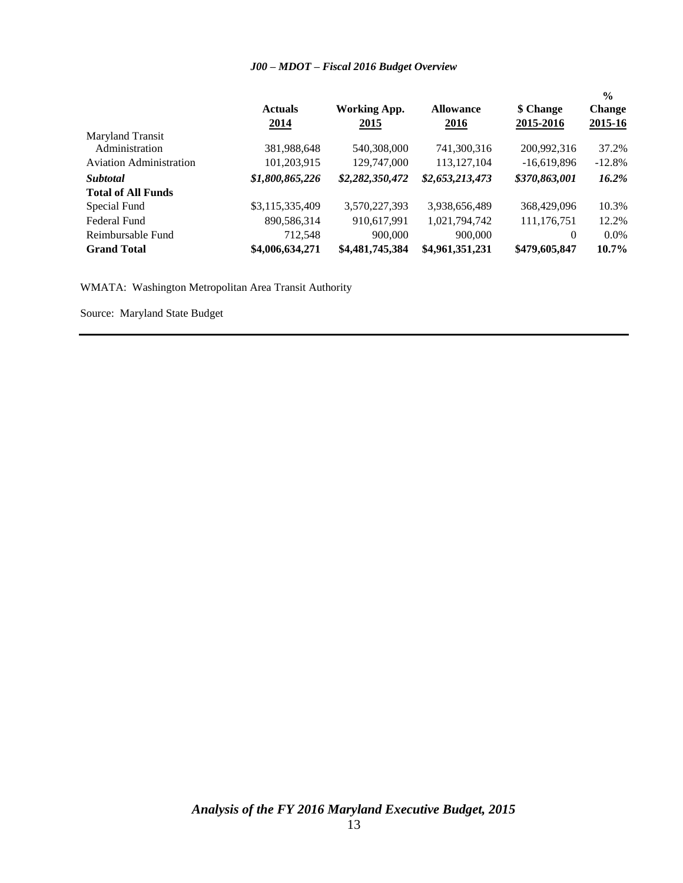### *J00 – MDOT – Fiscal 2016 Budget Overview*

| | Actuals 2014 | Working App. 2015 | Allowance 2016 | $ Change 2015-2016 | % Change 2015-16 |
|---|---|---|---|---|---|
| Maryland Transit Administration | 381,988,648 | 540,308,000 | 741,300,316 | 200,992,316 | 37.2% |
| Aviation Administration | 101,203,915 | 129,747,000 | 113,127,104 | -16,619,896 | -12.8% |
| ***Subtotal*** | ***$1,800,865,226*** | ***$2,282,350,472*** | ***$2,653,213,473*** | ***$370,863,001*** | ***16.2%*** |
| **Total of All Funds** | | | | | |
| Special Fund | $3,115,335,409 | 3,570,227,393 | 3,938,656,489 | 368,429,096 | 10.3% |
| Federal Fund | 890,586,314 | 910,617,991 | 1,021,794,742 | 111,176,751 | 12.2% |
| Reimbursable Fund | 712,548 | 900,000 | 900,000 | 0 | 0.0% |
| **Grand Total** | **$4,006,634,271** | **$4,481,745,384** | **$4,961,351,231** | **$479,605,847** | **10.7%** |

WMATA: Washington Metropolitan Area Transit Authority

Source: Maryland State Budget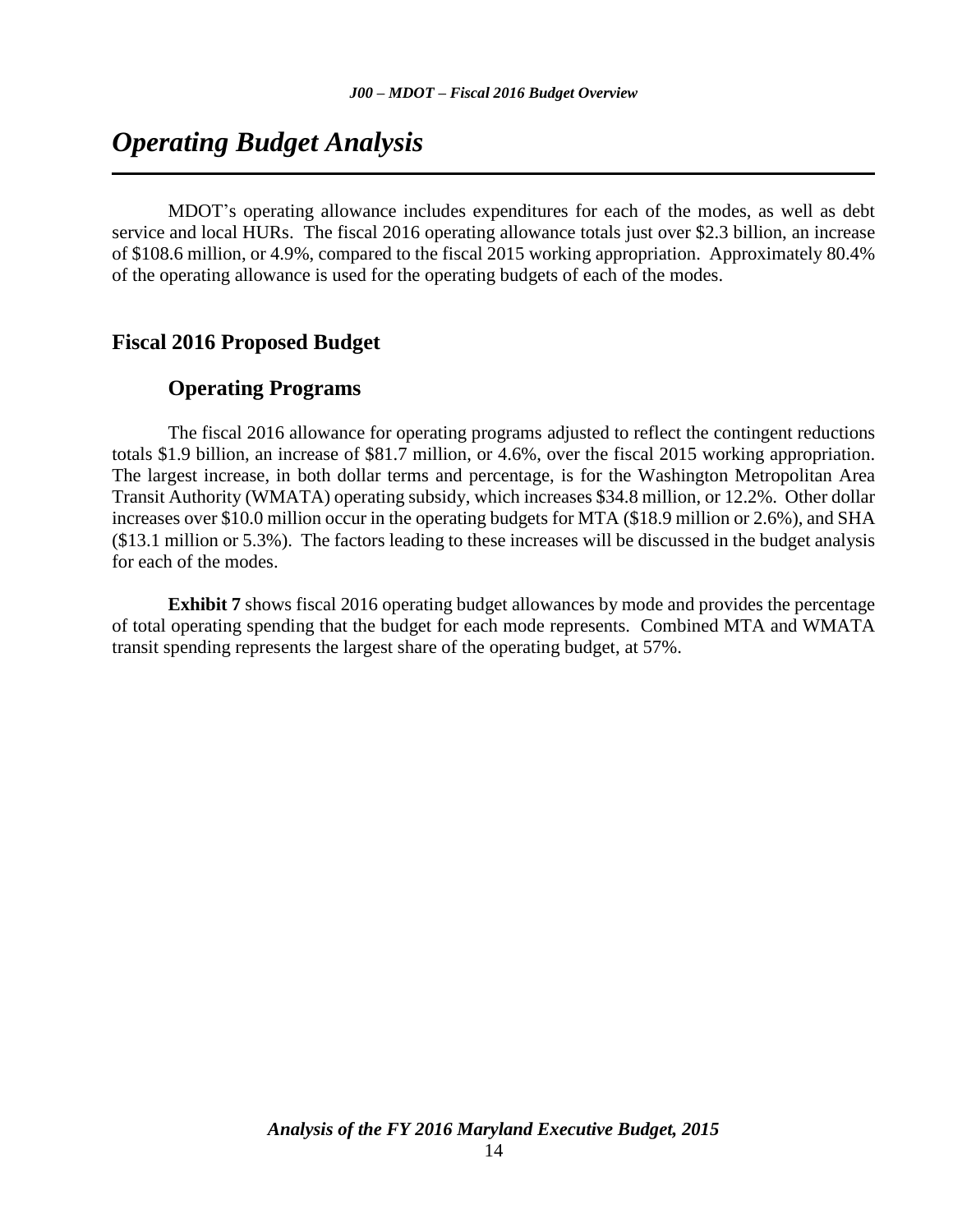# *Operating Budget Analysis*

MDOT's operating allowance includes expenditures for each of the modes, as well as debt service and local HURs. The fiscal 2016 operating allowance totals just over $2.3 billion, an increase of $108.6 million, or 4.9%, compared to the fiscal 2015 working appropriation. Approximately 80.4% of the operating allowance is used for the operating budgets of each of the modes.

## Fiscal 2016 Proposed Budget

### Operating Programs

The fiscal 2016 allowance for operating programs adjusted to reflect the contingent reductions totals $1.9 billion, an increase of $81.7 million, or 4.6%, over the fiscal 2015 working appropriation. The largest increase, in both dollar terms and percentage, is for the Washington Metropolitan Area Transit Authority (WMATA) operating subsidy, which increases $34.8 million, or 12.2%. Other dollar increases over $10.0 million occur in the operating budgets for MTA ($18.9 million or 2.6%), and SHA ($13.1 million or 5.3%). The factors leading to these increases will be discussed in the budget analysis for each of the modes.

**Exhibit 7** shows fiscal 2016 operating budget allowances by mode and provides the percentage of total operating spending that the budget for each mode represents. Combined MTA and WMATA transit spending represents the largest share of the operating budget, at 57%.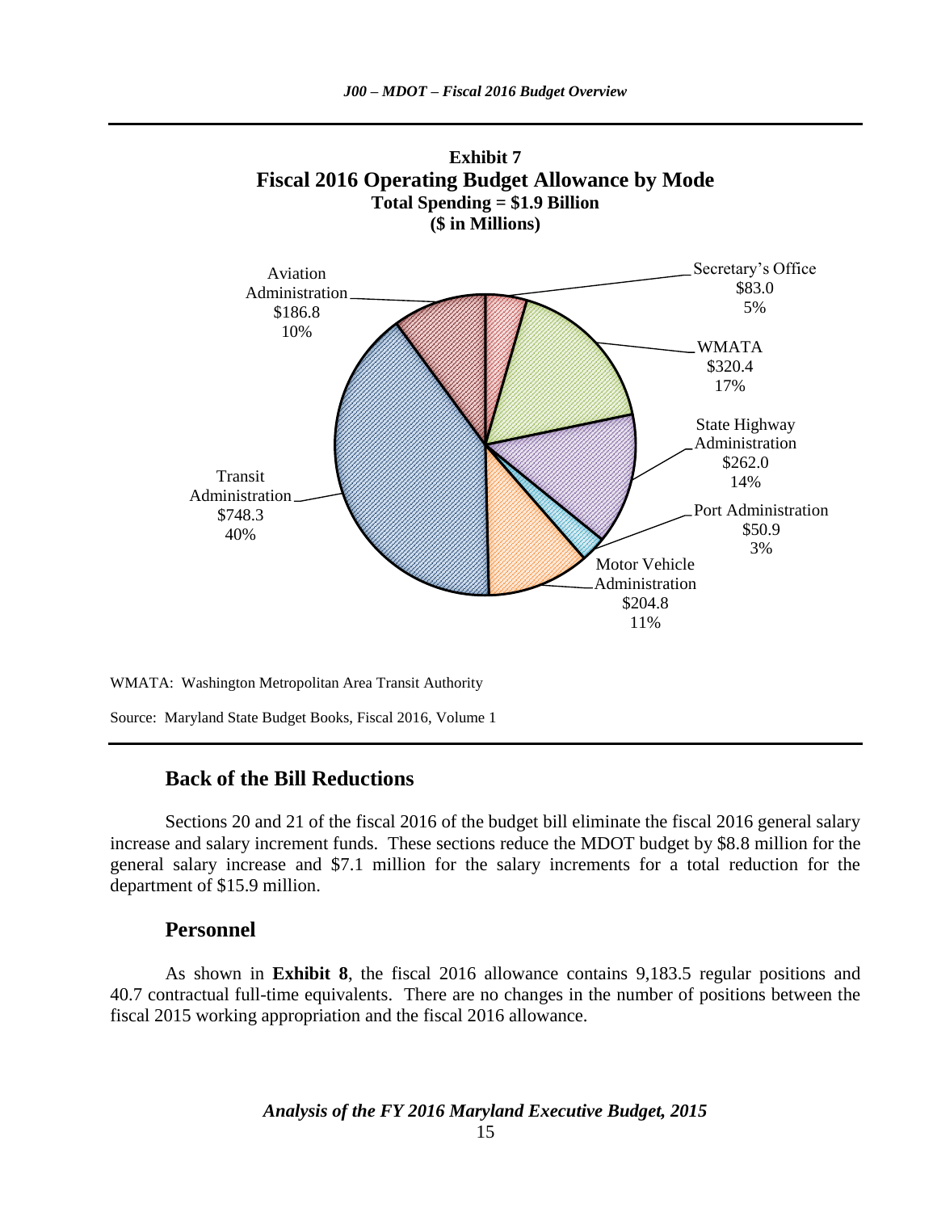**Exhibit 7**
**Fiscal 2016 Operating Budget Allowance by Mode**
**Total Spending = $1.9 Billion**
**($ in Millions)**

| Mode | Amount | Share |
|---|---|---|
| Secretary's Office | $83.0 | 5% |
| WMATA | $320.4 | 17% |
| State Highway Administration | $262.0 | 14% |
| Port Administration | $50.9 | 3% |
| Motor Vehicle Administration | $204.8 | 11% |
| Transit Administration | $748.3 | 40% |
| Aviation Administration | $186.8 | 10% |

WMATA: Washington Metropolitan Area Transit Authority

Source: Maryland State Budget Books, Fiscal 2016, Volume 1

## Back of the Bill Reductions

Sections 20 and 21 of the fiscal 2016 of the budget bill eliminate the fiscal 2016 general salary increase and salary increment funds. These sections reduce the MDOT budget by $8.8 million for the general salary increase and $7.1 million for the salary increments for a total reduction for the department of $15.9 million.

## Personnel

As shown in **Exhibit 8**, the fiscal 2016 allowance contains 9,183.5 regular positions and 40.7 contractual full-time equivalents. There are no changes in the number of positions between the fiscal 2015 working appropriation and the fiscal 2016 allowance.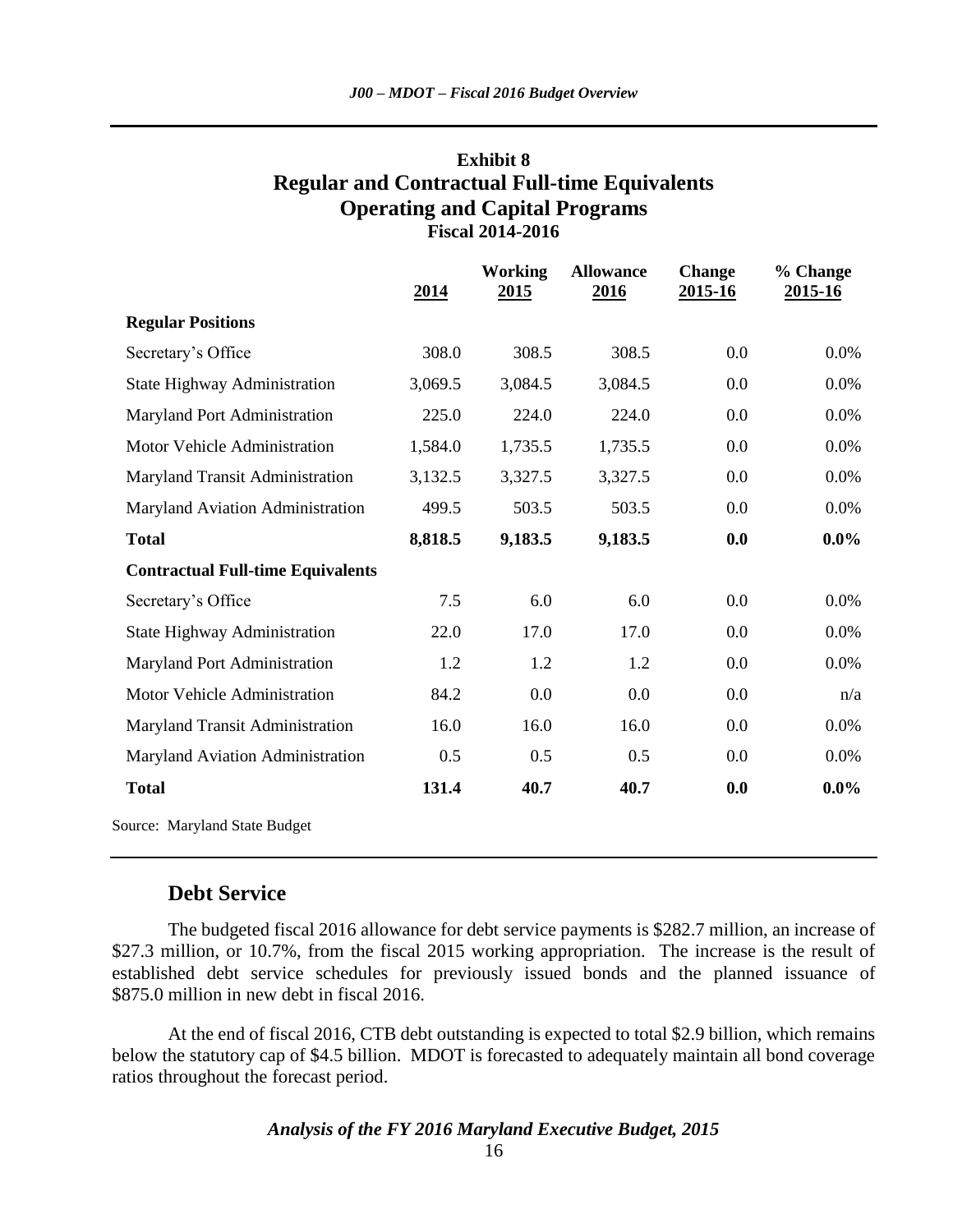**Exhibit 8**
**Regular and Contractual Full-time Equivalents**
**Operating and Capital Programs**
**Fiscal 2014-2016**

| | 2014 | Working 2015 | Allowance 2016 | Change 2015-16 | % Change 2015-16 |
|---|---|---|---|---|---|
| **Regular Positions** | | | | | |
| Secretary's Office | 308.0 | 308.5 | 308.5 | 0.0 | 0.0% |
| State Highway Administration | 3,069.5 | 3,084.5 | 3,084.5 | 0.0 | 0.0% |
| Maryland Port Administration | 225.0 | 224.0 | 224.0 | 0.0 | 0.0% |
| Motor Vehicle Administration | 1,584.0 | 1,735.5 | 1,735.5 | 0.0 | 0.0% |
| Maryland Transit Administration | 3,132.5 | 3,327.5 | 3,327.5 | 0.0 | 0.0% |
| Maryland Aviation Administration | 499.5 | 503.5 | 503.5 | 0.0 | 0.0% |
| **Total** | **8,818.5** | **9,183.5** | **9,183.5** | **0.0** | **0.0%** |
| **Contractual Full-time Equivalents** | | | | | |
| Secretary's Office | 7.5 | 6.0 | 6.0 | 0.0 | 0.0% |
| State Highway Administration | 22.0 | 17.0 | 17.0 | 0.0 | 0.0% |
| Maryland Port Administration | 1.2 | 1.2 | 1.2 | 0.0 | 0.0% |
| Motor Vehicle Administration | 84.2 | 0.0 | 0.0 | 0.0 | n/a |
| Maryland Transit Administration | 16.0 | 16.0 | 16.0 | 0.0 | 0.0% |
| Maryland Aviation Administration | 0.5 | 0.5 | 0.5 | 0.0 | 0.0% |
| **Total** | **131.4** | **40.7** | **40.7** | **0.0** | **0.0%** |

Source: Maryland State Budget

## Debt Service

The budgeted fiscal 2016 allowance for debt service payments is $282.7 million, an increase of $27.3 million, or 10.7%, from the fiscal 2015 working appropriation. The increase is the result of established debt service schedules for previously issued bonds and the planned issuance of $875.0 million in new debt in fiscal 2016.

At the end of fiscal 2016, CTB debt outstanding is expected to total $2.9 billion, which remains below the statutory cap of $4.5 billion. MDOT is forecasted to adequately maintain all bond coverage ratios throughout the forecast period.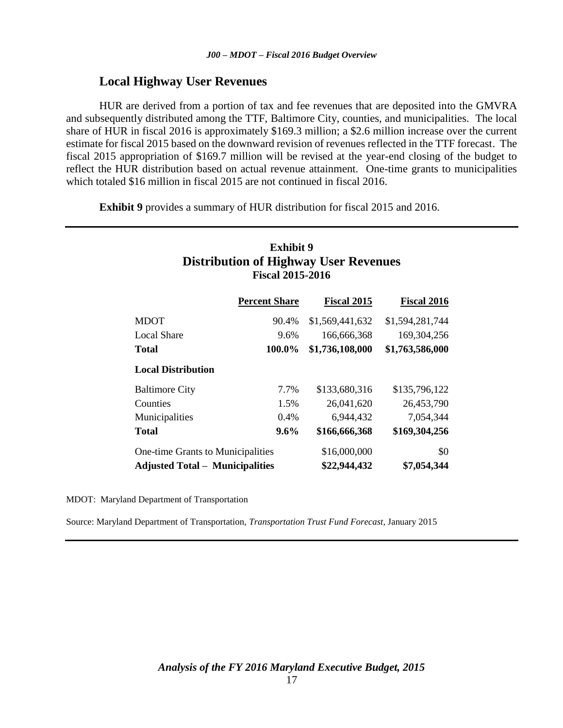## Local Highway User Revenues

HUR are derived from a portion of tax and fee revenues that are deposited into the GMVRA and subsequently distributed among the TTF, Baltimore City, counties, and municipalities. The local share of HUR in fiscal 2016 is approximately $169.3 million; a $2.6 million increase over the current estimate for fiscal 2015 based on the downward revision of revenues reflected in the TTF forecast. The fiscal 2015 appropriation of $169.7 million will be revised at the year-end closing of the budget to reflect the HUR distribution based on actual revenue attainment. One-time grants to municipalities which totaled $16 million in fiscal 2015 are not continued in fiscal 2016.

**Exhibit 9** provides a summary of HUR distribution for fiscal 2015 and 2016.

**Exhibit 9**
**Distribution of Highway User Revenues**
**Fiscal 2015-2016**

| | Percent Share | Fiscal 2015 | Fiscal 2016 |
|---|---|---|---|
| MDOT | 90.4% | $1,569,441,632 | $1,594,281,744 |
| Local Share | 9.6% | 166,666,368 | 169,304,256 |
| **Total** | **100.0%** | **$1,736,108,000** | **$1,763,586,000** |
| **Local Distribution** | | | |
| Baltimore City | 7.7% | $133,680,316 | $135,796,122 |
| Counties | 1.5% | 26,041,620 | 26,453,790 |
| Municipalities | 0.4% | 6,944,432 | 7,054,344 |
| **Total** | **9.6%** | **$166,666,368** | **$169,304,256** |
| One-time Grants to Municipalities | | $16,000,000 | $0 |
| **Adjusted Total – Municipalities** | | **$22,944,432** | **$7,054,344** |

MDOT: Maryland Department of Transportation

Source: Maryland Department of Transportation, *Transportation Trust Fund Forecast*, January 2015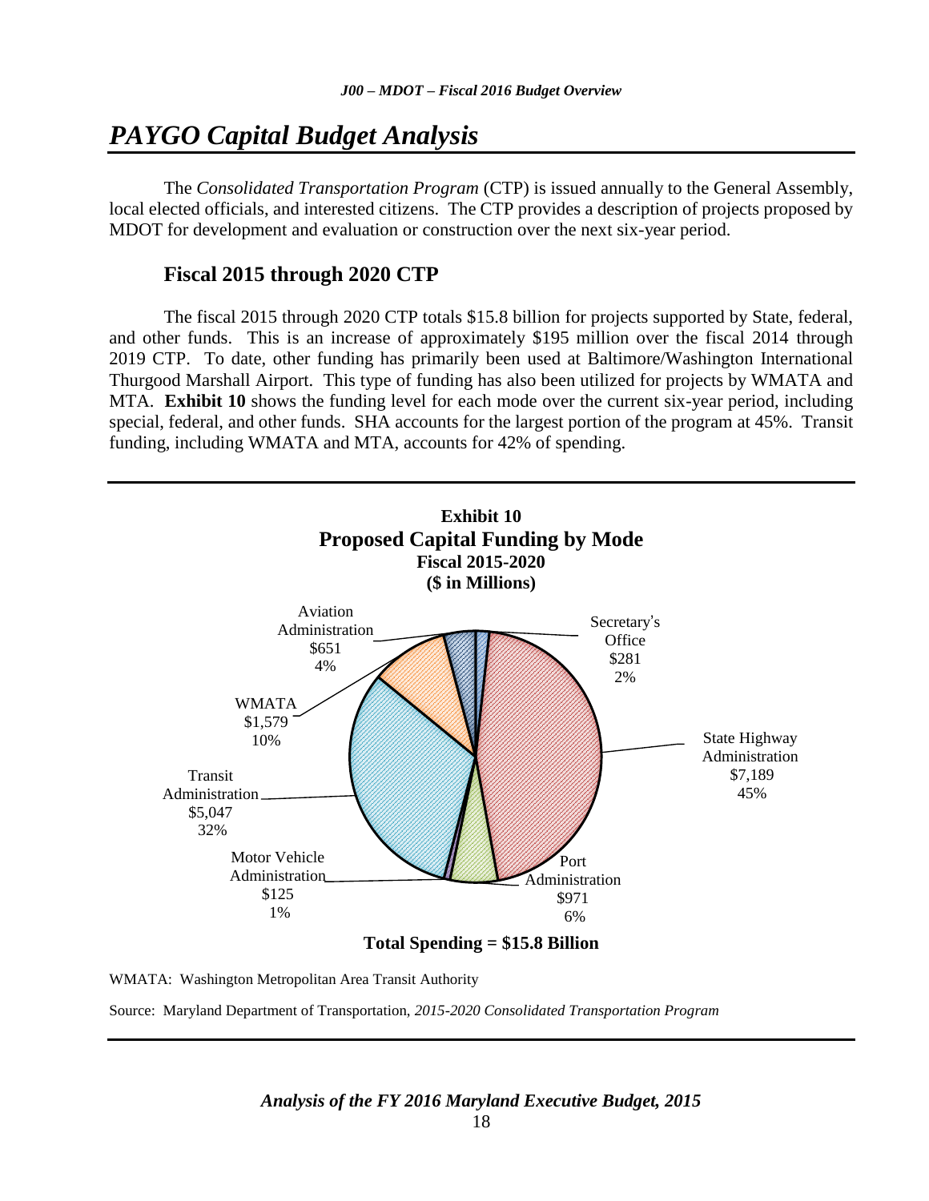# PAYGO Capital Budget Analysis

The *Consolidated Transportation Program* (CTP) is issued annually to the General Assembly, local elected officials, and interested citizens. The CTP provides a description of projects proposed by MDOT for development and evaluation or construction over the next six-year period.

## Fiscal 2015 through 2020 CTP

The fiscal 2015 through 2020 CTP totals $15.8 billion for projects supported by State, federal, and other funds. This is an increase of approximately $195 million over the fiscal 2014 through 2019 CTP. To date, other funding has primarily been used at Baltimore/Washington International Thurgood Marshall Airport. This type of funding has also been utilized for projects by WMATA and MTA. **Exhibit 10** shows the funding level for each mode over the current six-year period, including special, federal, and other funds. SHA accounts for the largest portion of the program at 45%. Transit funding, including WMATA and MTA, accounts for 42% of spending.

**Exhibit 10**
**Proposed Capital Funding by Mode**
**Fiscal 2015-2020**
**($ in Millions)**

| Mode | Amount | Share |
|---|---|---|
| Secretary's Office | $281 | 2% |
| State Highway Administration | $7,189 | 45% |
| Port Administration | $971 | 6% |
| Motor Vehicle Administration | $125 | 1% |
| Transit Administration | $5,047 | 32% |
| WMATA | $1,579 | 10% |
| Aviation Administration | $651 | 4% |

**Total Spending = $15.8 Billion**

WMATA: Washington Metropolitan Area Transit Authority

Source: Maryland Department of Transportation, *2015-2020 Consolidated Transportation Program*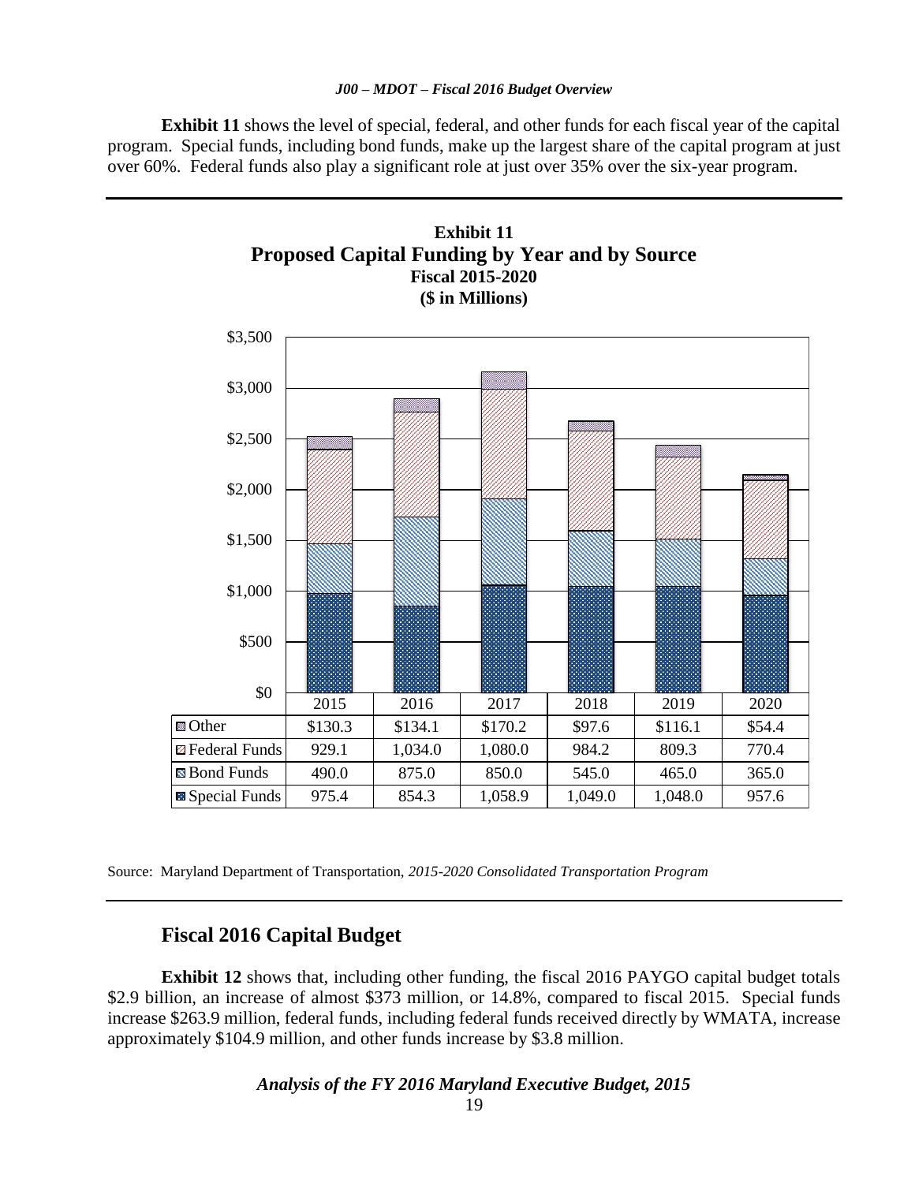**Exhibit 11** shows the level of special, federal, and other funds for each fiscal year of the capital program. Special funds, including bond funds, make up the largest share of the capital program at just over 60%. Federal funds also play a significant role at just over 35% over the six-year program.

**Exhibit 11**
**Proposed Capital Funding by Year and by Source**
**Fiscal 2015-2020**
**($ in Millions)**

| | 2015 | 2016 | 2017 | 2018 | 2019 | 2020 |
|---|---|---|---|---|---|---|
| Other | $130.3 | $134.1 | $170.2 | $97.6 | $116.1 | $54.4 |
| Federal Funds | 929.1 | 1,034.0 | 1,080.0 | 984.2 | 809.3 | 770.4 |
| Bond Funds | 490.0 | 875.0 | 850.0 | 545.0 | 465.0 | 365.0 |
| Special Funds | 975.4 | 854.3 | 1,058.9 | 1,049.0 | 1,048.0 | 957.6 |

Source: Maryland Department of Transportation, *2015-2020 Consolidated Transportation Program*

## Fiscal 2016 Capital Budget

**Exhibit 12** shows that, including other funding, the fiscal 2016 PAYGO capital budget totals \$2.9 billion, an increase of almost \$373 million, or 14.8%, compared to fiscal 2015. Special funds increase \$263.9 million, federal funds, including federal funds received directly by WMATA, increase approximately \$104.9 million, and other funds increase by \$3.8 million.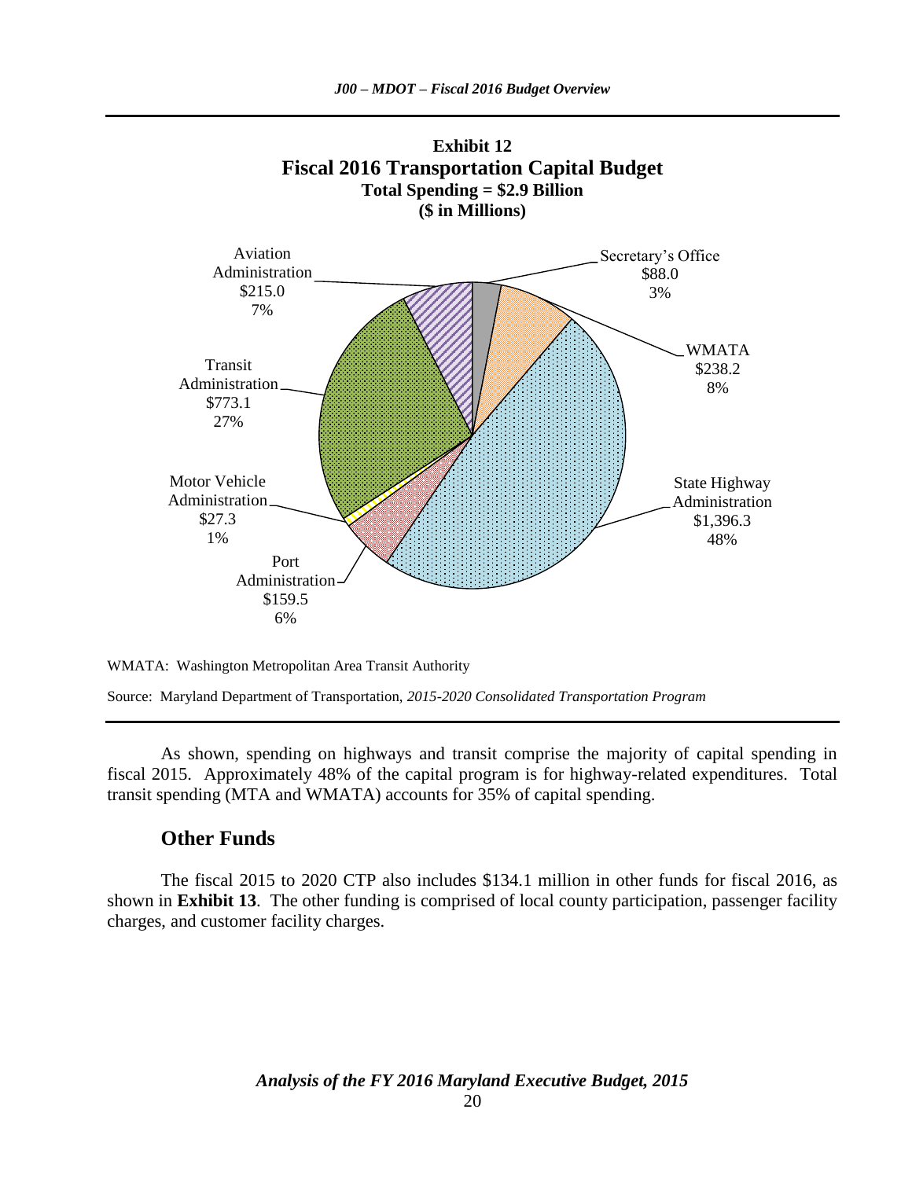**Exhibit 12**
**Fiscal 2016 Transportation Capital Budget**
**Total Spending = $2.9 Billion**
**($ in Millions)**

| Category | Amount | Percent |
| --- | --- | --- |
| Secretary's Office | $88.0 | 3% |
| WMATA | $238.2 | 8% |
| State Highway Administration | $1,396.3 | 48% |
| Port Administration | $159.5 | 6% |
| Motor Vehicle Administration | $27.3 | 1% |
| Transit Administration | $773.1 | 27% |
| Aviation Administration | $215.0 | 7% |

WMATA: Washington Metropolitan Area Transit Authority

Source: Maryland Department of Transportation, *2015-2020 Consolidated Transportation Program*

As shown, spending on highways and transit comprise the majority of capital spending in fiscal 2015. Approximately 48% of the capital program is for highway-related expenditures. Total transit spending (MTA and WMATA) accounts for 35% of capital spending.

## Other Funds

The fiscal 2015 to 2020 CTP also includes $134.1 million in other funds for fiscal 2016, as shown in **Exhibit 13**. The other funding is comprised of local county participation, passenger facility charges, and customer facility charges.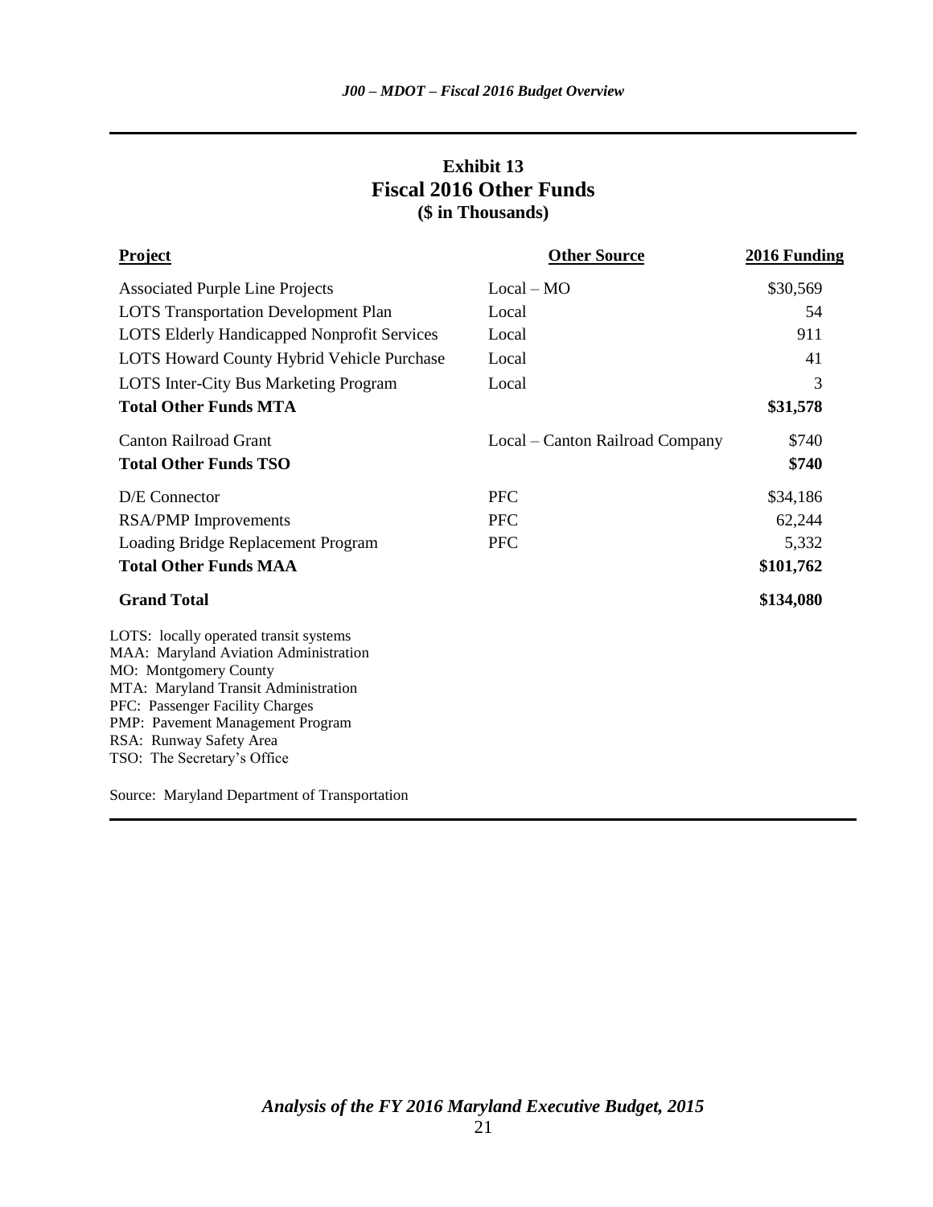## Exhibit 13
## Fiscal 2016 Other Funds
### ($ in Thousands)

| Project | Other Source | 2016 Funding |
|---|---|---|
| Associated Purple Line Projects | Local – MO | $30,569 |
| LOTS Transportation Development Plan | Local | 54 |
| LOTS Elderly Handicapped Nonprofit Services | Local | 911 |
| LOTS Howard County Hybrid Vehicle Purchase | Local | 41 |
| LOTS Inter-City Bus Marketing Program | Local | 3 |
| **Total Other Funds MTA** | | **$31,578** |
| Canton Railroad Grant | Local – Canton Railroad Company | $740 |
| **Total Other Funds TSO** | | **$740** |
| D/E Connector | PFC | $34,186 |
| RSA/PMP Improvements | PFC | 62,244 |
| Loading Bridge Replacement Program | PFC | 5,332 |
| **Total Other Funds MAA** | | **$101,762** |
| **Grand Total** | | **$134,080** |

LOTS: locally operated transit systems
MAA: Maryland Aviation Administration
MO: Montgomery County
MTA: Maryland Transit Administration
PFC: Passenger Facility Charges
PMP: Pavement Management Program
RSA: Runway Safety Area
TSO: The Secretary's Office

Source: Maryland Department of Transportation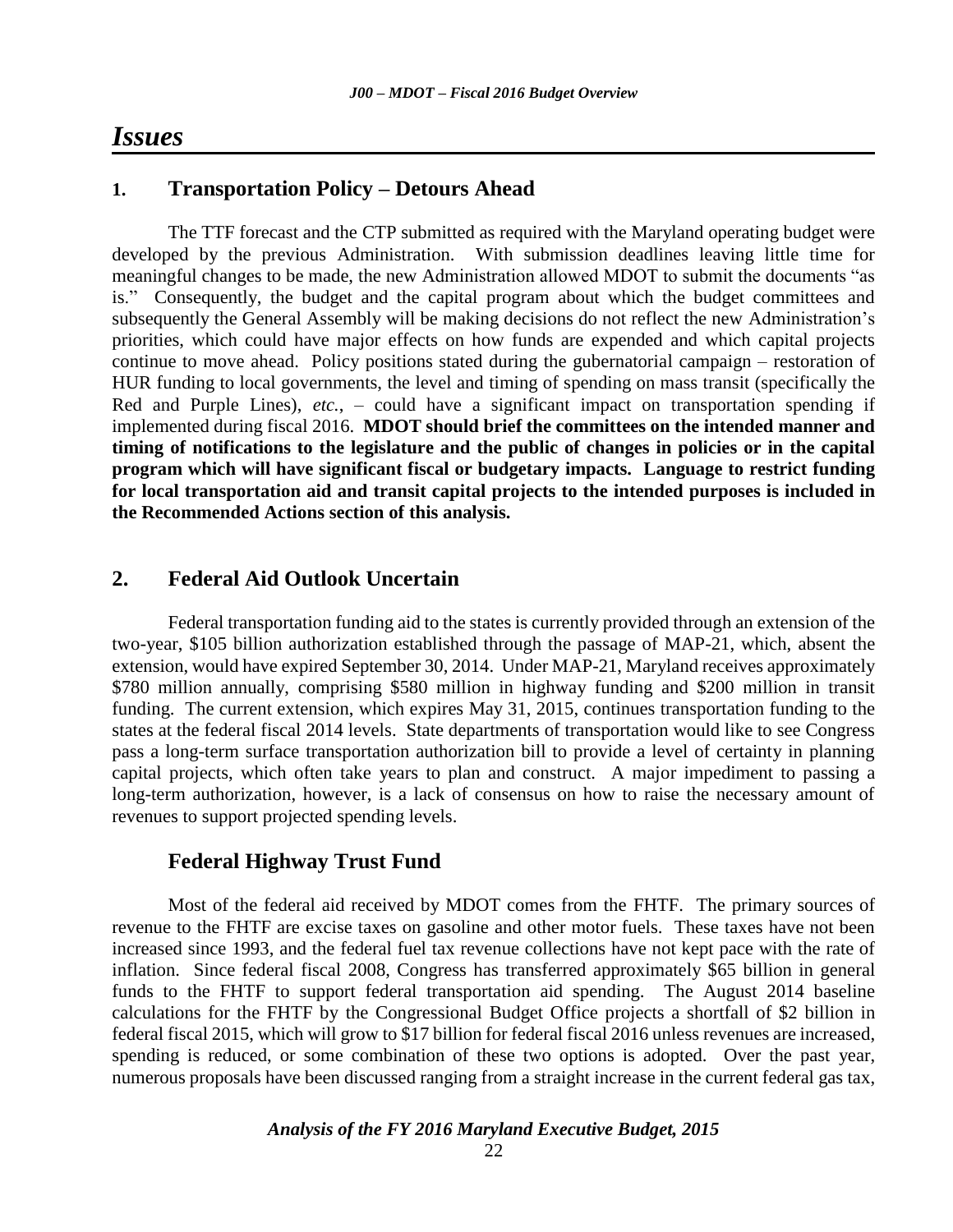# Issues

## 1. Transportation Policy – Detours Ahead

The TTF forecast and the CTP submitted as required with the Maryland operating budget were developed by the previous Administration. With submission deadlines leaving little time for meaningful changes to be made, the new Administration allowed MDOT to submit the documents "as is." Consequently, the budget and the capital program about which the budget committees and subsequently the General Assembly will be making decisions do not reflect the new Administration's priorities, which could have major effects on how funds are expended and which capital projects continue to move ahead. Policy positions stated during the gubernatorial campaign – restoration of HUR funding to local governments, the level and timing of spending on mass transit (specifically the Red and Purple Lines), *etc.*, – could have a significant impact on transportation spending if implemented during fiscal 2016. **MDOT should brief the committees on the intended manner and timing of notifications to the legislature and the public of changes in policies or in the capital program which will have significant fiscal or budgetary impacts. Language to restrict funding for local transportation aid and transit capital projects to the intended purposes is included in the Recommended Actions section of this analysis.**

## 2. Federal Aid Outlook Uncertain

Federal transportation funding aid to the states is currently provided through an extension of the two-year, $105 billion authorization established through the passage of MAP-21, which, absent the extension, would have expired September 30, 2014. Under MAP-21, Maryland receives approximately $780 million annually, comprising $580 million in highway funding and $200 million in transit funding. The current extension, which expires May 31, 2015, continues transportation funding to the states at the federal fiscal 2014 levels. State departments of transportation would like to see Congress pass a long-term surface transportation authorization bill to provide a level of certainty in planning capital projects, which often take years to plan and construct. A major impediment to passing a long-term authorization, however, is a lack of consensus on how to raise the necessary amount of revenues to support projected spending levels.

### Federal Highway Trust Fund

Most of the federal aid received by MDOT comes from the FHTF. The primary sources of revenue to the FHTF are excise taxes on gasoline and other motor fuels. These taxes have not been increased since 1993, and the federal fuel tax revenue collections have not kept pace with the rate of inflation. Since federal fiscal 2008, Congress has transferred approximately $65 billion in general funds to the FHTF to support federal transportation aid spending. The August 2014 baseline calculations for the FHTF by the Congressional Budget Office projects a shortfall of $2 billion in federal fiscal 2015, which will grow to $17 billion for federal fiscal 2016 unless revenues are increased, spending is reduced, or some combination of these two options is adopted. Over the past year, numerous proposals have been discussed ranging from a straight increase in the current federal gas tax,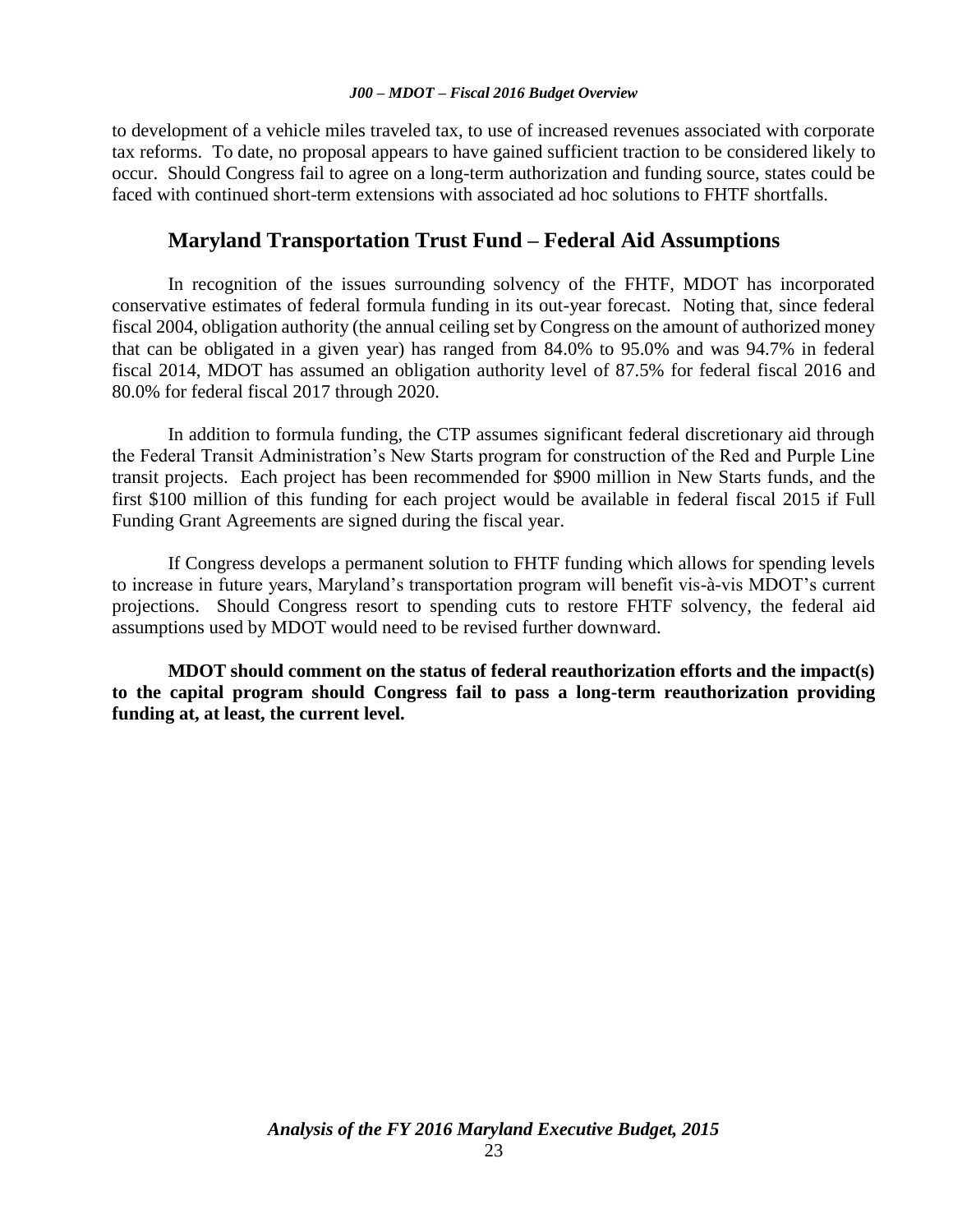to development of a vehicle miles traveled tax, to use of increased revenues associated with corporate tax reforms. To date, no proposal appears to have gained sufficient traction to be considered likely to occur. Should Congress fail to agree on a long-term authorization and funding source, states could be faced with continued short-term extensions with associated ad hoc solutions to FHTF shortfalls.

## Maryland Transportation Trust Fund – Federal Aid Assumptions

In recognition of the issues surrounding solvency of the FHTF, MDOT has incorporated conservative estimates of federal formula funding in its out-year forecast. Noting that, since federal fiscal 2004, obligation authority (the annual ceiling set by Congress on the amount of authorized money that can be obligated in a given year) has ranged from 84.0% to 95.0% and was 94.7% in federal fiscal 2014, MDOT has assumed an obligation authority level of 87.5% for federal fiscal 2016 and 80.0% for federal fiscal 2017 through 2020.

In addition to formula funding, the CTP assumes significant federal discretionary aid through the Federal Transit Administration's New Starts program for construction of the Red and Purple Line transit projects. Each project has been recommended for $900 million in New Starts funds, and the first $100 million of this funding for each project would be available in federal fiscal 2015 if Full Funding Grant Agreements are signed during the fiscal year.

If Congress develops a permanent solution to FHTF funding which allows for spending levels to increase in future years, Maryland's transportation program will benefit vis-à-vis MDOT's current projections. Should Congress resort to spending cuts to restore FHTF solvency, the federal aid assumptions used by MDOT would need to be revised further downward.

**MDOT should comment on the status of federal reauthorization efforts and the impact(s) to the capital program should Congress fail to pass a long-term reauthorization providing funding at, at least, the current level.**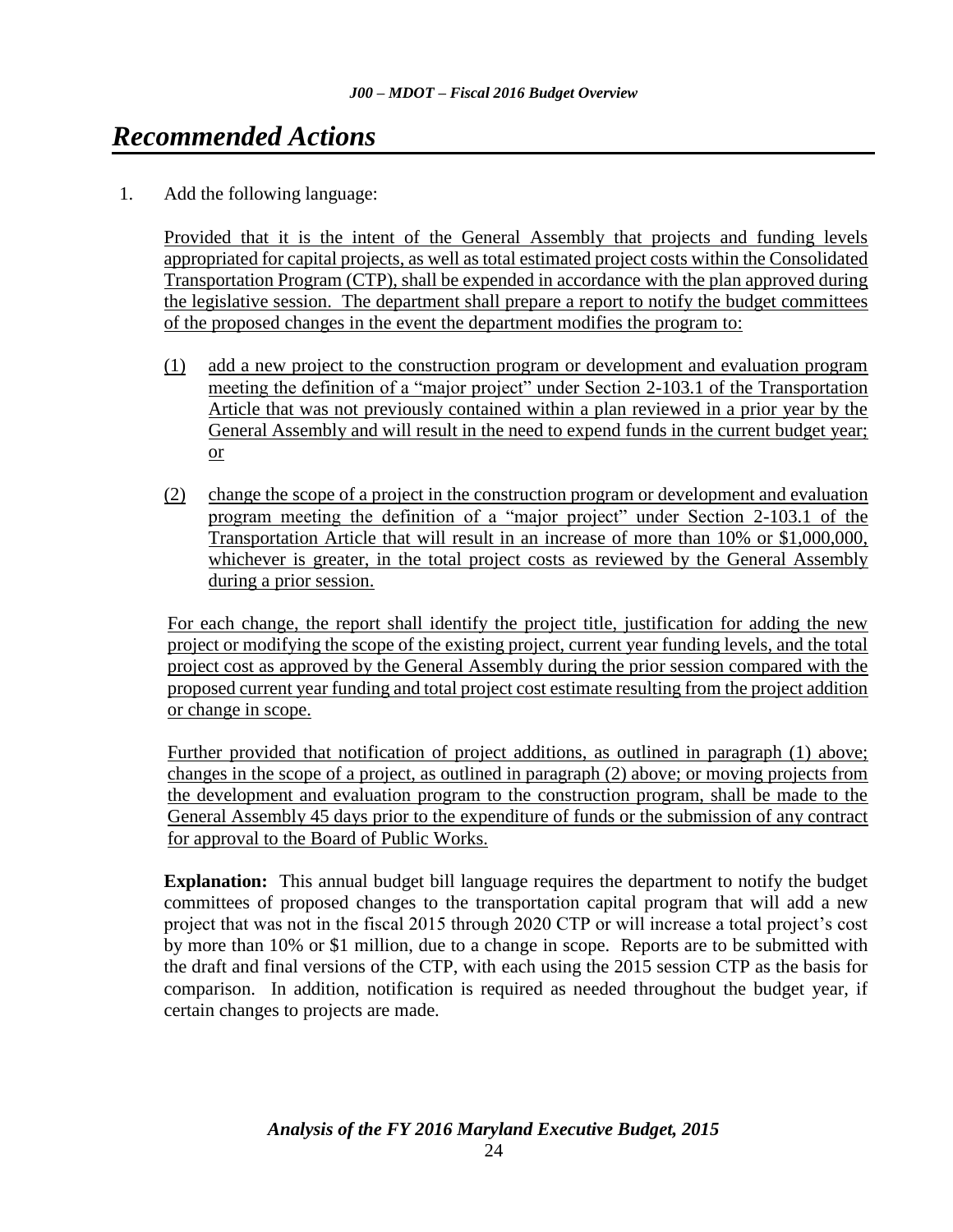# Recommended Actions

1. Add the following language:

   Provided that it is the intent of the General Assembly that projects and funding levels appropriated for capital projects, as well as total estimated project costs within the Consolidated Transportation Program (CTP), shall be expended in accordance with the plan approved during the legislative session. The department shall prepare a report to notify the budget committees of the proposed changes in the event the department modifies the program to:

   (1) add a new project to the construction program or development and evaluation program meeting the definition of a "major project" under Section 2-103.1 of the Transportation Article that was not previously contained within a plan reviewed in a prior year by the General Assembly and will result in the need to expend funds in the current budget year; or

   (2) change the scope of a project in the construction program or development and evaluation program meeting the definition of a "major project" under Section 2-103.1 of the Transportation Article that will result in an increase of more than 10% or $1,000,000, whichever is greater, in the total project costs as reviewed by the General Assembly during a prior session.

   For each change, the report shall identify the project title, justification for adding the new project or modifying the scope of the existing project, current year funding levels, and the total project cost as approved by the General Assembly during the prior session compared with the proposed current year funding and total project cost estimate resulting from the project addition or change in scope.

   Further provided that notification of project additions, as outlined in paragraph (1) above; changes in the scope of a project, as outlined in paragraph (2) above; or moving projects from the development and evaluation program to the construction program, shall be made to the General Assembly 45 days prior to the expenditure of funds or the submission of any contract for approval to the Board of Public Works.

   **Explanation:** This annual budget bill language requires the department to notify the budget committees of proposed changes to the transportation capital program that will add a new project that was not in the fiscal 2015 through 2020 CTP or will increase a total project's cost by more than 10% or $1 million, due to a change in scope. Reports are to be submitted with the draft and final versions of the CTP, with each using the 2015 session CTP as the basis for comparison. In addition, notification is required as needed throughout the budget year, if certain changes to projects are made.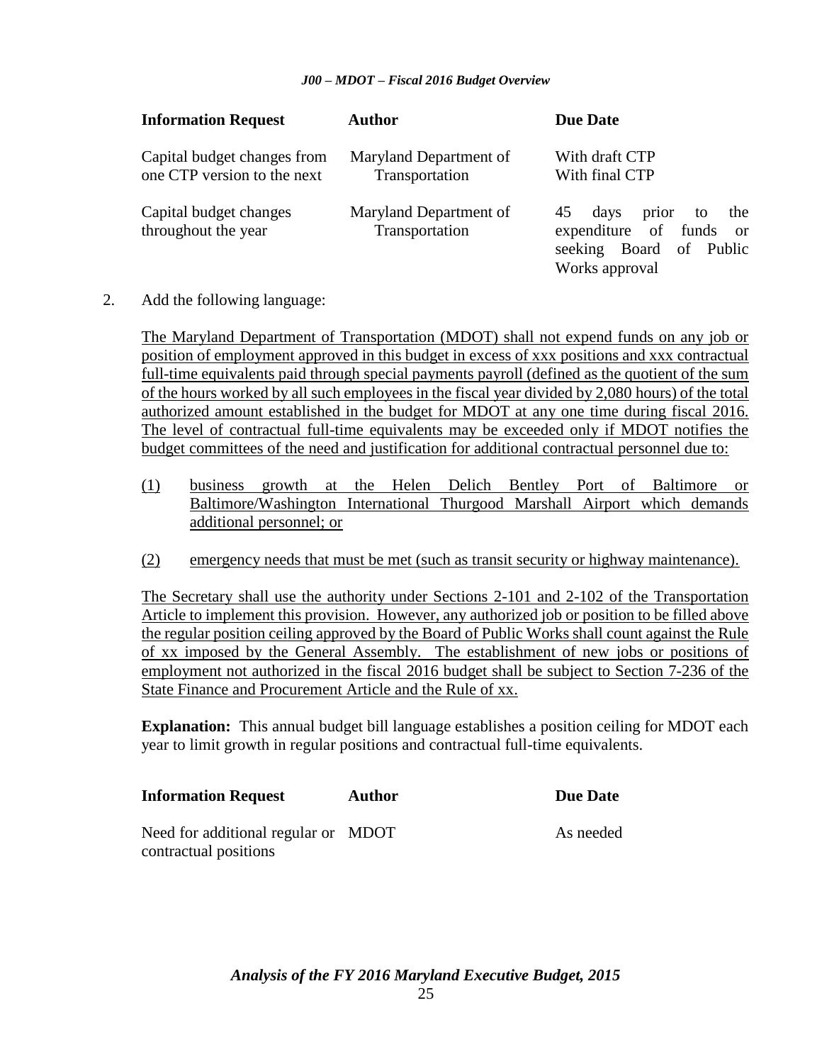| Information Request | Author | Due Date |
|---|---|---|
| Capital budget changes from one CTP version to the next | Maryland Department of Transportation | With draft CTP<br>With final CTP |
| Capital budget changes throughout the year | Maryland Department of Transportation | 45 days prior to the expenditure of funds or seeking Board of Public Works approval |

2. Add the following language:

The Maryland Department of Transportation (MDOT) shall not expend funds on any job or position of employment approved in this budget in excess of xxx positions and xxx contractual full-time equivalents paid through special payments payroll (defined as the quotient of the sum of the hours worked by all such employees in the fiscal year divided by 2,080 hours) of the total authorized amount established in the budget for MDOT at any one time during fiscal 2016. The level of contractual full-time equivalents may be exceeded only if MDOT notifies the budget committees of the need and justification for additional contractual personnel due to:

(1) business growth at the Helen Delich Bentley Port of Baltimore or Baltimore/Washington International Thurgood Marshall Airport which demands additional personnel; or

(2) emergency needs that must be met (such as transit security or highway maintenance).

The Secretary shall use the authority under Sections 2-101 and 2-102 of the Transportation Article to implement this provision. However, any authorized job or position to be filled above the regular position ceiling approved by the Board of Public Works shall count against the Rule of xx imposed by the General Assembly. The establishment of new jobs or positions of employment not authorized in the fiscal 2016 budget shall be subject to Section 7-236 of the State Finance and Procurement Article and the Rule of xx.

**Explanation:** This annual budget bill language establishes a position ceiling for MDOT each year to limit growth in regular positions and contractual full-time equivalents.

| Information Request | Author | Due Date |
|---|---|---|
| Need for additional regular or contractual positions | MDOT | As needed |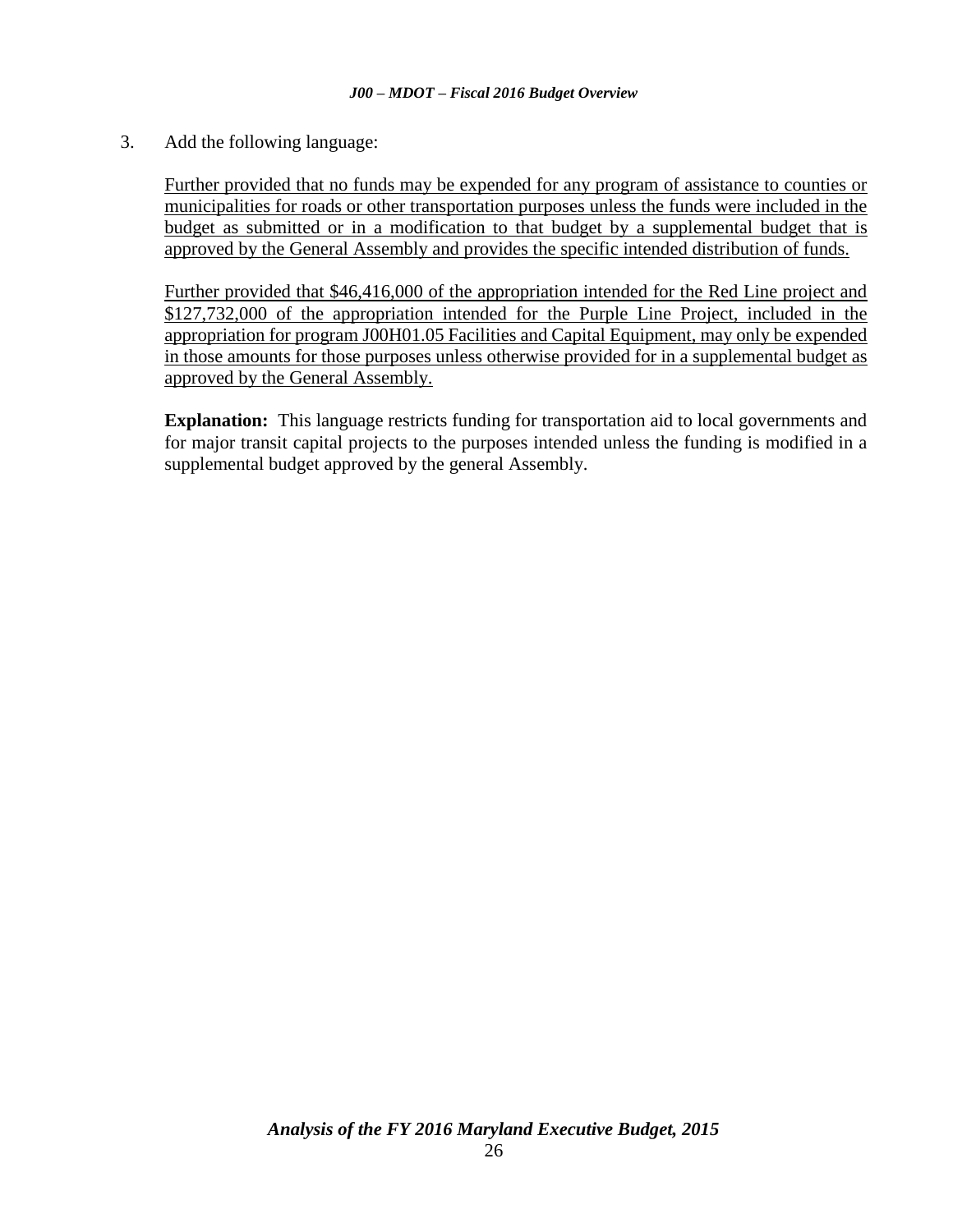3. Add the following language:

   <u>Further provided that no funds may be expended for any program of assistance to counties or municipalities for roads or other transportation purposes unless the funds were included in the budget as submitted or in a modification to that budget by a supplemental budget that is approved by the General Assembly and provides the specific intended distribution of funds.</u>

   <u>Further provided that $46,416,000 of the appropriation intended for the Red Line project and $127,732,000 of the appropriation intended for the Purple Line Project, included in the appropriation for program J00H01.05 Facilities and Capital Equipment, may only be expended in those amounts for those purposes unless otherwise provided for in a supplemental budget as approved by the General Assembly.</u>

   **Explanation:** This language restricts funding for transportation aid to local governments and for major transit capital projects to the purposes intended unless the funding is modified in a supplemental budget approved by the general Assembly.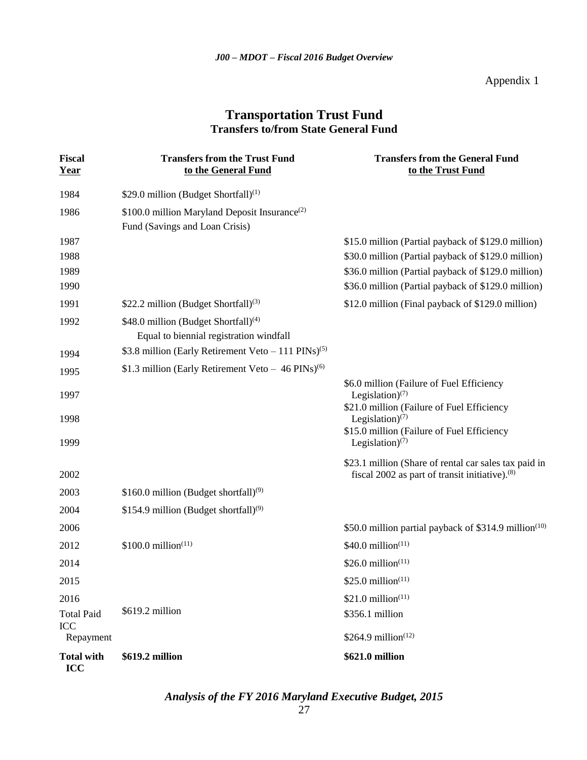Appendix 1

## Transportation Trust Fund
### Transfers to/from State General Fund

| Fiscal Year | Transfers from the Trust Fund to the General Fund | Transfers from the General Fund to the Trust Fund |
|---|---|---|
| 1984 | $29.0 million (Budget Shortfall)[1] | |
| 1986 | $100.0 million Maryland Deposit Insurance[2] Fund (Savings and Loan Crisis) | |
| 1987 | | $15.0 million (Partial payback of $129.0 million) |
| 1988 | | $30.0 million (Partial payback of $129.0 million) |
| 1989 | | $36.0 million (Partial payback of $129.0 million) |
| 1990 | | $36.0 million (Partial payback of $129.0 million) |
| 1991 | $22.2 million (Budget Shortfall)[3] | $12.0 million (Final payback of $129.0 million) |
| 1992 | $48.0 million (Budget Shortfall)[4] Equal to biennial registration windfall | |
| 1994 | $3.8 million (Early Retirement Veto – 111 PINs)[5] | |
| 1995 | $1.3 million (Early Retirement Veto – 46 PINs)[6] | |
| 1997 | | $6.0 million (Failure of Fuel Efficiency Legislation)[7] |
| 1998 | | $21.0 million (Failure of Fuel Efficiency Legislation)[7] |
| 1999 | | $15.0 million (Failure of Fuel Efficiency Legislation)[7] |
| 2002 | | $23.1 million (Share of rental car sales tax paid in fiscal 2002 as part of transit initiative).[8] |
| 2003 | $160.0 million (Budget shortfall)[9] | |
| 2004 | $154.9 million (Budget shortfall)[9] | |
| 2006 | | $50.0 million partial payback of $314.9 million[10] |
| 2012 | $100.0 million[11] | $40.0 million[11] |
| 2014 | | $26.0 million[11] |
| 2015 | | $25.0 million[11] |
| 2016 | | $21.0 million[11] |
| Total Paid | $619.2 million | $356.1 million |
| ICC Repayment | | $264.9 million[12] |
| **Total with ICC** | **$619.2 million** | **$621.0 million** |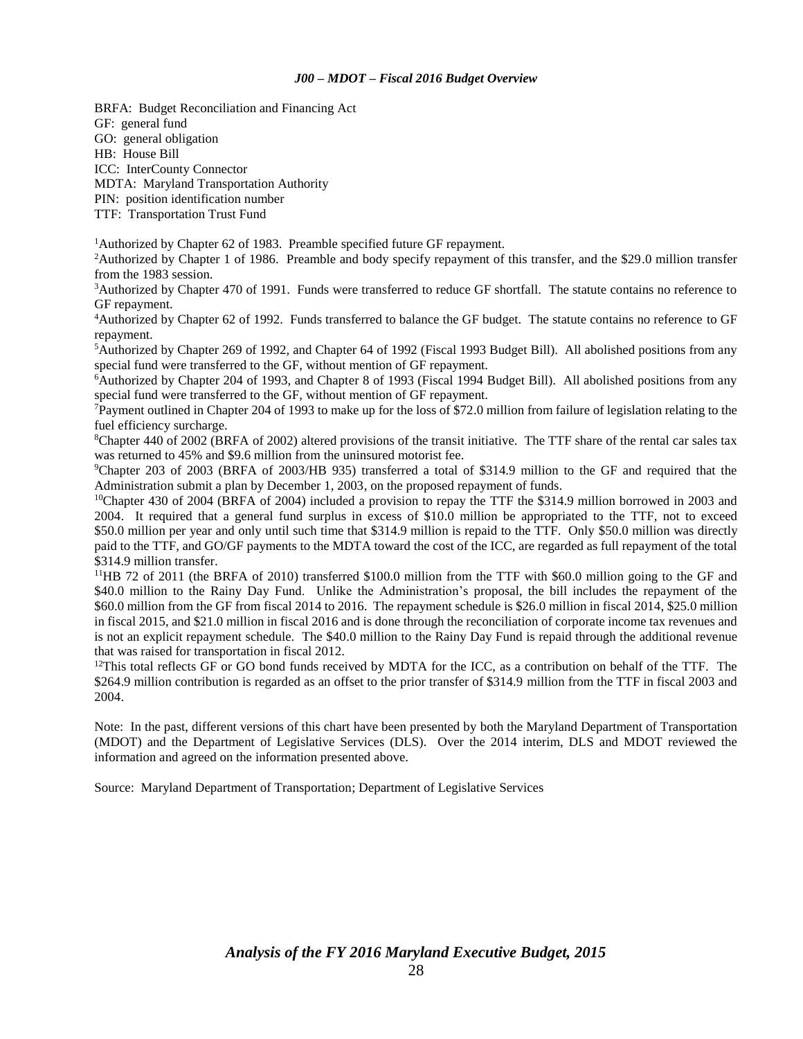BRFA: Budget Reconciliation and Financing Act
GF: general fund
GO: general obligation
HB: House Bill
ICC: InterCounty Connector
MDTA: Maryland Transportation Authority
PIN: position identification number
TTF: Transportation Trust Fund

[1]Authorized by Chapter 62 of 1983. Preamble specified future GF repayment.
[2]Authorized by Chapter 1 of 1986. Preamble and body specify repayment of this transfer, and the $29.0 million transfer from the 1983 session.
[3]Authorized by Chapter 470 of 1991. Funds were transferred to reduce GF shortfall. The statute contains no reference to GF repayment.
[4]Authorized by Chapter 62 of 1992. Funds transferred to balance the GF budget. The statute contains no reference to GF repayment.
[5]Authorized by Chapter 269 of 1992, and Chapter 64 of 1992 (Fiscal 1993 Budget Bill). All abolished positions from any special fund were transferred to the GF, without mention of GF repayment.
[6]Authorized by Chapter 204 of 1993, and Chapter 8 of 1993 (Fiscal 1994 Budget Bill). All abolished positions from any special fund were transferred to the GF, without mention of GF repayment.
[7]Payment outlined in Chapter 204 of 1993 to make up for the loss of $72.0 million from failure of legislation relating to the fuel efficiency surcharge.
[8]Chapter 440 of 2002 (BRFA of 2002) altered provisions of the transit initiative. The TTF share of the rental car sales tax was returned to 45% and $9.6 million from the uninsured motorist fee.
[9]Chapter 203 of 2003 (BRFA of 2003/HB 935) transferred a total of $314.9 million to the GF and required that the Administration submit a plan by December 1, 2003, on the proposed repayment of funds.
[10]Chapter 430 of 2004 (BRFA of 2004) included a provision to repay the TTF the $314.9 million borrowed in 2003 and 2004. It required that a general fund surplus in excess of $10.0 million be appropriated to the TTF, not to exceed $50.0 million per year and only until such time that $314.9 million is repaid to the TTF. Only $50.0 million was directly paid to the TTF, and GO/GF payments to the MDTA toward the cost of the ICC, are regarded as full repayment of the total $314.9 million transfer.
[11]HB 72 of 2011 (the BRFA of 2010) transferred $100.0 million from the TTF with $60.0 million going to the GF and $40.0 million to the Rainy Day Fund. Unlike the Administration's proposal, the bill includes the repayment of the $60.0 million from the GF from fiscal 2014 to 2016. The repayment schedule is $26.0 million in fiscal 2014, $25.0 million in fiscal 2015, and $21.0 million in fiscal 2016 and is done through the reconciliation of corporate income tax revenues and is not an explicit repayment schedule. The $40.0 million to the Rainy Day Fund is repaid through the additional revenue that was raised for transportation in fiscal 2012.
[12]This total reflects GF or GO bond funds received by MDTA for the ICC, as a contribution on behalf of the TTF. The $264.9 million contribution is regarded as an offset to the prior transfer of $314.9 million from the TTF in fiscal 2003 and 2004.

Note: In the past, different versions of this chart have been presented by both the Maryland Department of Transportation (MDOT) and the Department of Legislative Services (DLS). Over the 2014 interim, DLS and MDOT reviewed the information and agreed on the information presented above.

Source: Maryland Department of Transportation; Department of Legislative Services